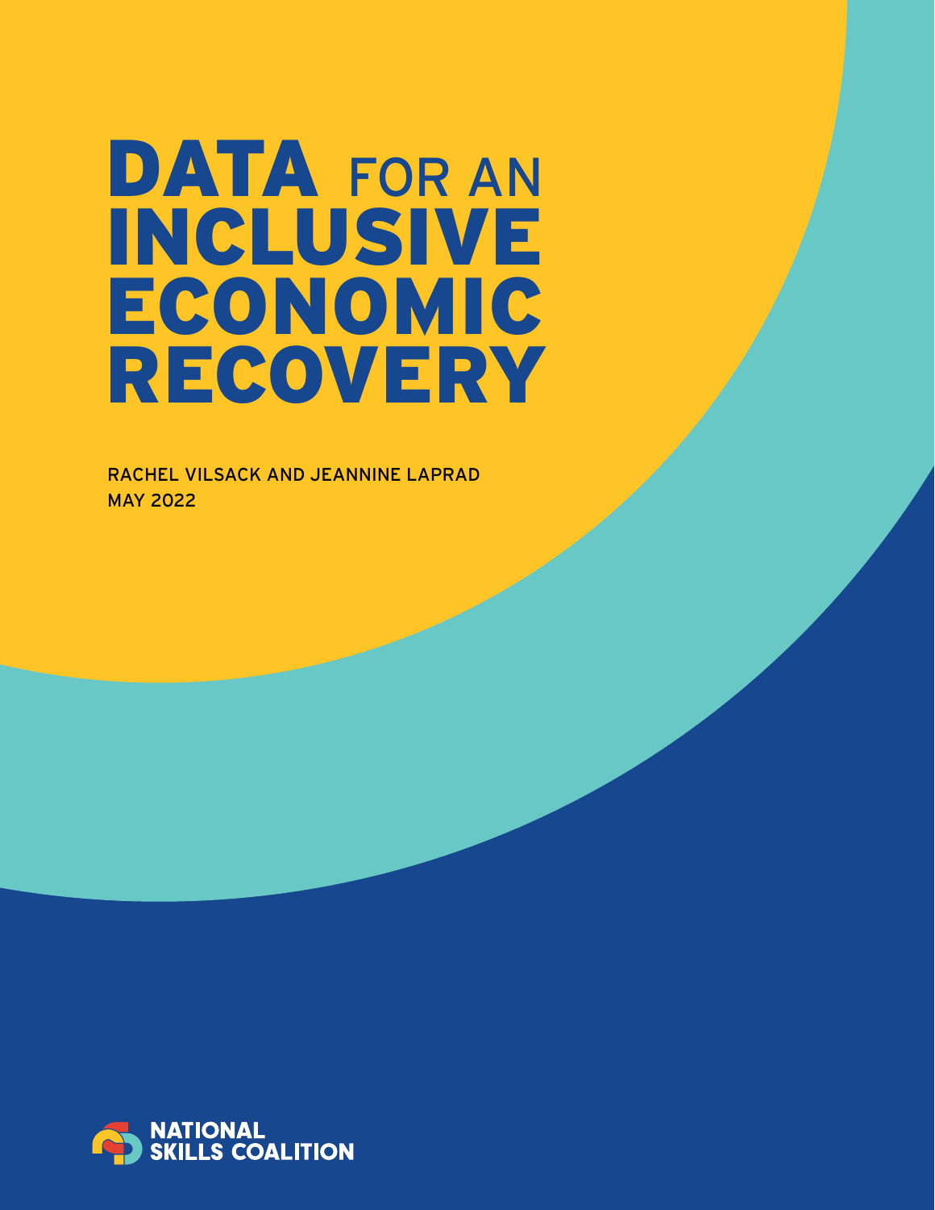# DATA FOR AN INCLUSIVE ECONOMIC RECOVERY

RACHEL VILSACK AND JEANNINE LAPRAD
MAY 2022

NATIONAL SKILLS COALITION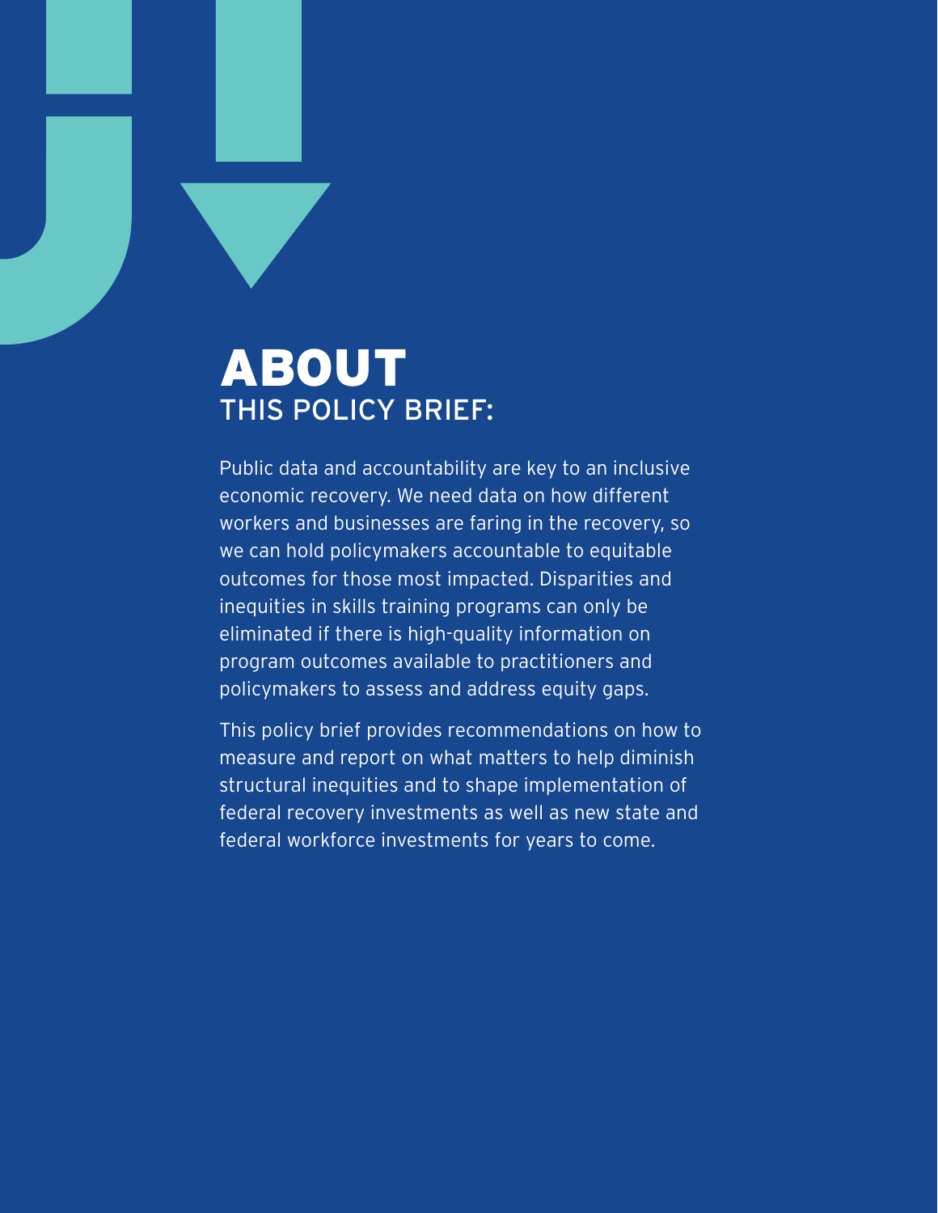# ABOUT
## THIS POLICY BRIEF:

Public data and accountability are key to an inclusive economic recovery. We need data on how different workers and businesses are faring in the recovery, so we can hold policymakers accountable to equitable outcomes for those most impacted. Disparities and inequities in skills training programs can only be eliminated if there is high-quality information on program outcomes available to practitioners and policymakers to assess and address equity gaps.

This policy brief provides recommendations on how to measure and report on what matters to help diminish structural inequities and to shape implementation of federal recovery investments as well as new state and federal workforce investments for years to come.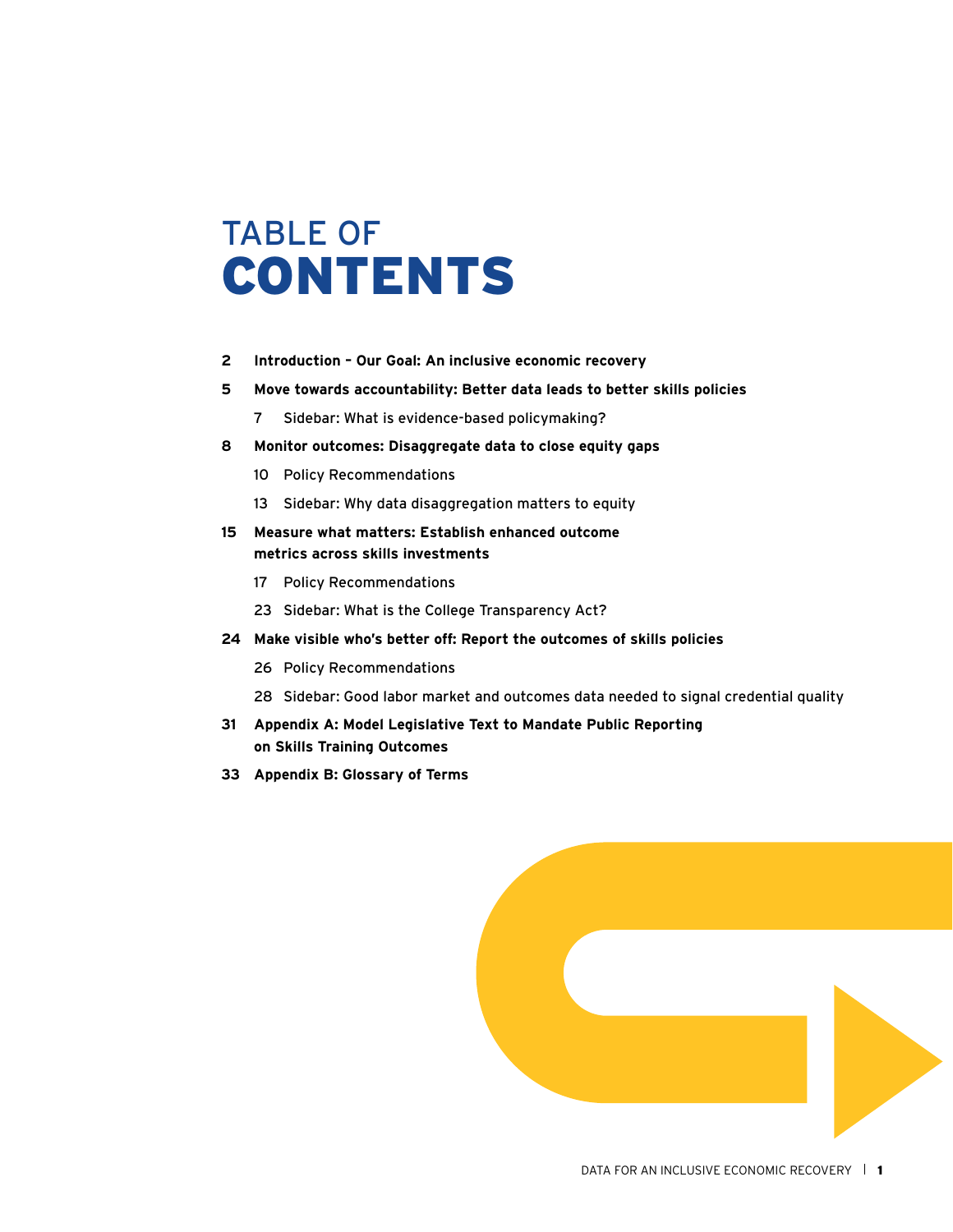# TABLE OF CONTENTS

**2 Introduction – Our Goal: An inclusive economic recovery**

**5 Move towards accountability: Better data leads to better skills policies**

- 7 Sidebar: What is evidence-based policymaking?

**8 Monitor outcomes: Disaggregate data to close equity gaps**

- 10 Policy Recommendations
- 13 Sidebar: Why data disaggregation matters to equity

**15 Measure what matters: Establish enhanced outcome metrics across skills investments**

- 17 Policy Recommendations
- 23 Sidebar: What is the College Transparency Act?

**24 Make visible who's better off: Report the outcomes of skills policies**

- 26 Policy Recommendations
- 28 Sidebar: Good labor market and outcomes data needed to signal credential quality

**31 Appendix A: Model Legislative Text to Mandate Public Reporting on Skills Training Outcomes**

**33 Appendix B: Glossary of Terms**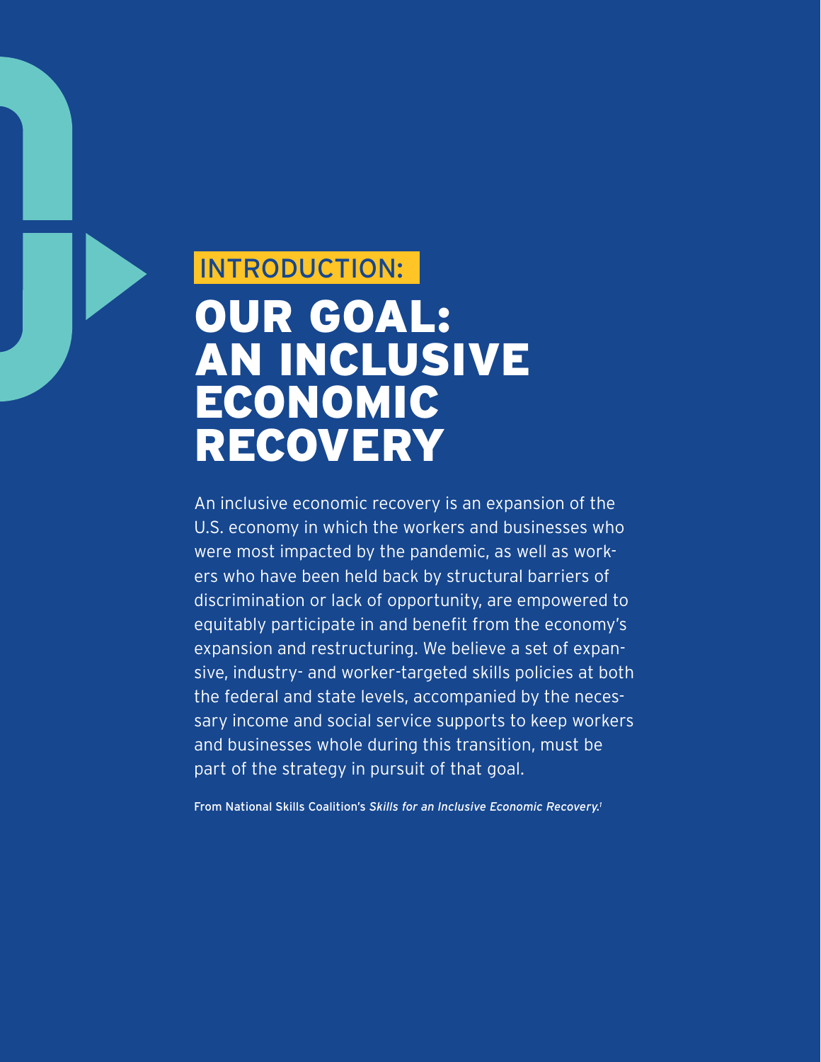# INTRODUCTION: OUR GOAL: AN INCLUSIVE ECONOMIC RECOVERY

An inclusive economic recovery is an expansion of the U.S. economy in which the workers and businesses who were most impacted by the pandemic, as well as workers who have been held back by structural barriers of discrimination or lack of opportunity, are empowered to equitably participate in and benefit from the economy's expansion and restructuring. We believe a set of expansive, industry- and worker-targeted skills policies at both the federal and state levels, accompanied by the necessary income and social service supports to keep workers and businesses whole during this transition, must be part of the strategy in pursuit of that goal.

From National Skills Coalition's *Skills for an Inclusive Economic Recovery.*[1]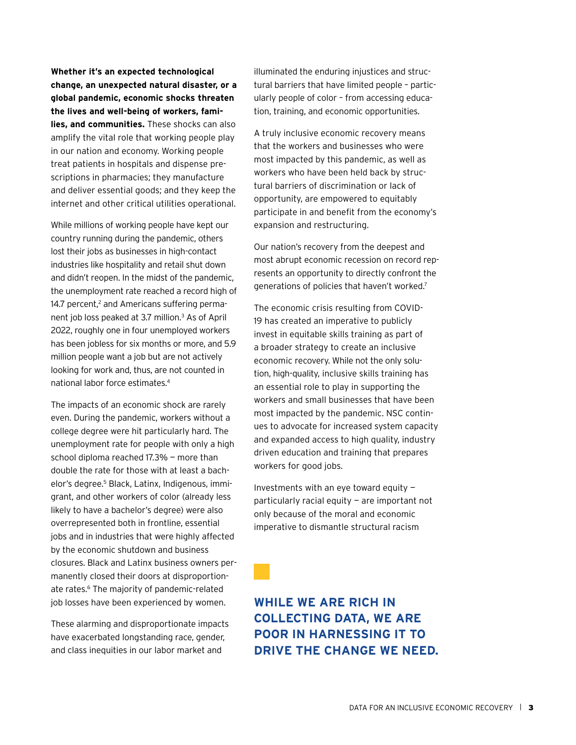**Whether it's an expected technological change, an unexpected natural disaster, or a global pandemic, economic shocks threaten the lives and well-being of workers, families, and communities.** These shocks can also amplify the vital role that working people play in our nation and economy. Working people treat patients in hospitals and dispense prescriptions in pharmacies; they manufacture and deliver essential goods; and they keep the internet and other critical utilities operational.

While millions of working people have kept our country running during the pandemic, others lost their jobs as businesses in high-contact industries like hospitality and retail shut down and didn't reopen. In the midst of the pandemic, the unemployment rate reached a record high of 14.7 percent,[2] and Americans suffering permanent job loss peaked at 3.7 million.[3] As of April 2022, roughly one in four unemployed workers has been jobless for six months or more, and 5.9 million people want a job but are not actively looking for work and, thus, are not counted in national labor force estimates.[4]

The impacts of an economic shock are rarely even. During the pandemic, workers without a college degree were hit particularly hard. The unemployment rate for people with only a high school diploma reached 17.3% — more than double the rate for those with at least a bachelor's degree.[5] Black, Latinx, Indigenous, immigrant, and other workers of color (already less likely to have a bachelor's degree) were also overrepresented both in frontline, essential jobs and in industries that were highly affected by the economic shutdown and business closures. Black and Latinx business owners permanently closed their doors at disproportionate rates.[6] The majority of pandemic-related job losses have been experienced by women.

These alarming and disproportionate impacts have exacerbated longstanding race, gender, and class inequities in our labor market and illuminated the enduring injustices and structural barriers that have limited people – particularly people of color – from accessing education, training, and economic opportunities.

A truly inclusive economic recovery means that the workers and businesses who were most impacted by this pandemic, as well as workers who have been held back by structural barriers of discrimination or lack of opportunity, are empowered to equitably participate in and benefit from the economy's expansion and restructuring.

Our nation's recovery from the deepest and most abrupt economic recession on record represents an opportunity to directly confront the generations of policies that haven't worked.[7]

The economic crisis resulting from COVID-19 has created an imperative to publicly invest in equitable skills training as part of a broader strategy to create an inclusive economic recovery. While not the only solution, high-quality, inclusive skills training has an essential role to play in supporting the workers and small businesses that have been most impacted by the pandemic. NSC continues to advocate for increased system capacity and expanded access to high quality, industry driven education and training that prepares workers for good jobs.

Investments with an eye toward equity — particularly racial equity — are important not only because of the moral and economic imperative to dismantle structural racism

**WHILE WE ARE RICH IN COLLECTING DATA, WE ARE POOR IN HARNESSING IT TO DRIVE THE CHANGE WE NEED.**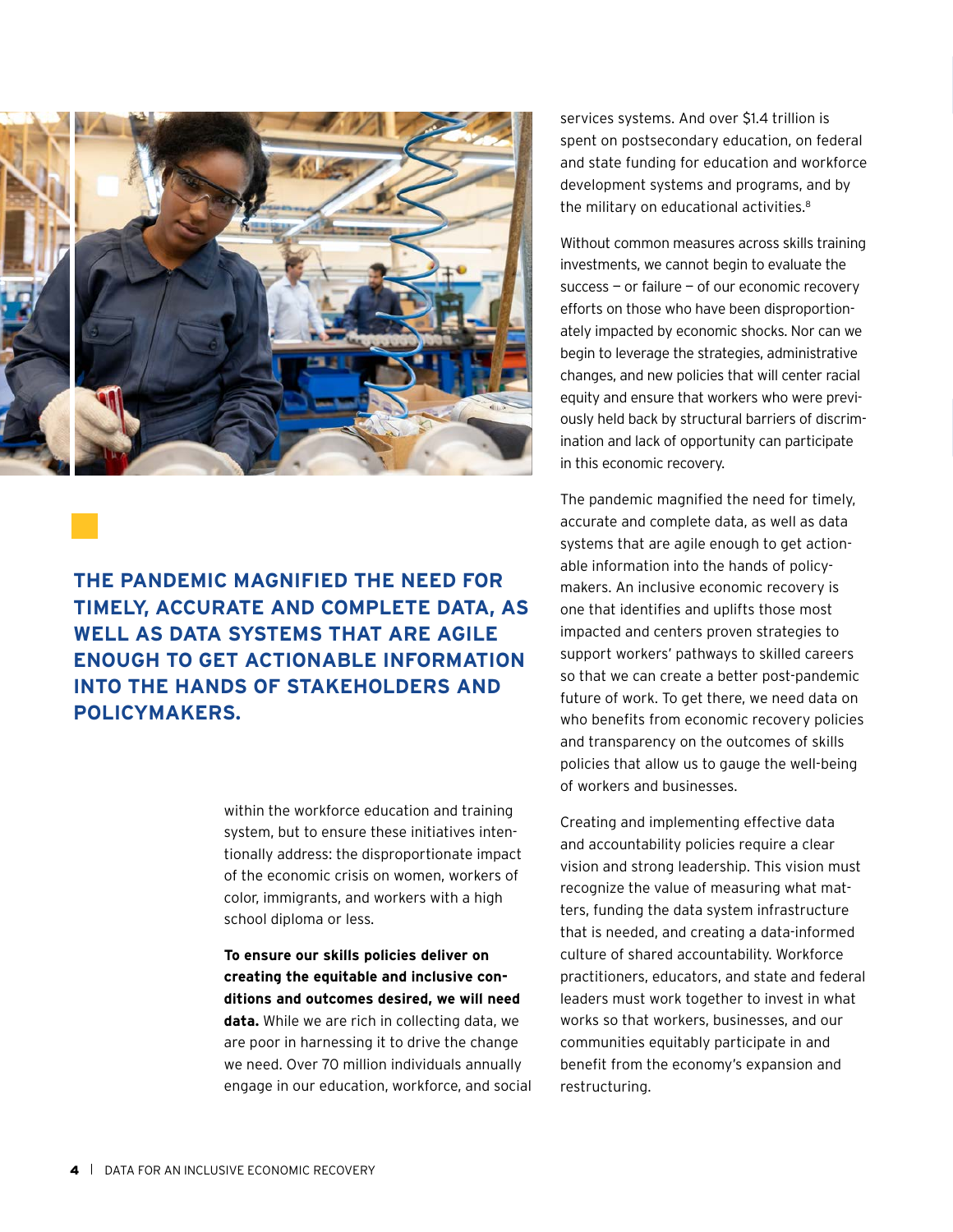**THE PANDEMIC MAGNIFIED THE NEED FOR TIMELY, ACCURATE AND COMPLETE DATA, AS WELL AS DATA SYSTEMS THAT ARE AGILE ENOUGH TO GET ACTIONABLE INFORMATION INTO THE HANDS OF STAKEHOLDERS AND POLICYMAKERS.**

within the workforce education and training system, but to ensure these initiatives intentionally address: the disproportionate impact of the economic crisis on women, workers of color, immigrants, and workers with a high school diploma or less.

**To ensure our skills policies deliver on creating the equitable and inclusive conditions and outcomes desired, we will need data.** While we are rich in collecting data, we are poor in harnessing it to drive the change we need. Over 70 million individuals annually engage in our education, workforce, and social services systems. And over $1.4 trillion is spent on postsecondary education, on federal and state funding for education and workforce development systems and programs, and by the military on educational activities.[8]

Without common measures across skills training investments, we cannot begin to evaluate the success — or failure — of our economic recovery efforts on those who have been disproportionately impacted by economic shocks. Nor can we begin to leverage the strategies, administrative changes, and new policies that will center racial equity and ensure that workers who were previously held back by structural barriers of discrimination and lack of opportunity can participate in this economic recovery.

The pandemic magnified the need for timely, accurate and complete data, as well as data systems that are agile enough to get actionable information into the hands of policymakers. An inclusive economic recovery is one that identifies and uplifts those most impacted and centers proven strategies to support workers' pathways to skilled careers so that we can create a better post-pandemic future of work. To get there, we need data on who benefits from economic recovery policies and transparency on the outcomes of skills policies that allow us to gauge the well-being of workers and businesses.

Creating and implementing effective data and accountability policies require a clear vision and strong leadership. This vision must recognize the value of measuring what matters, funding the data system infrastructure that is needed, and creating a data-informed culture of shared accountability. Workforce practitioners, educators, and state and federal leaders must work together to invest in what works so that workers, businesses, and our communities equitably participate in and benefit from the economy's expansion and restructuring.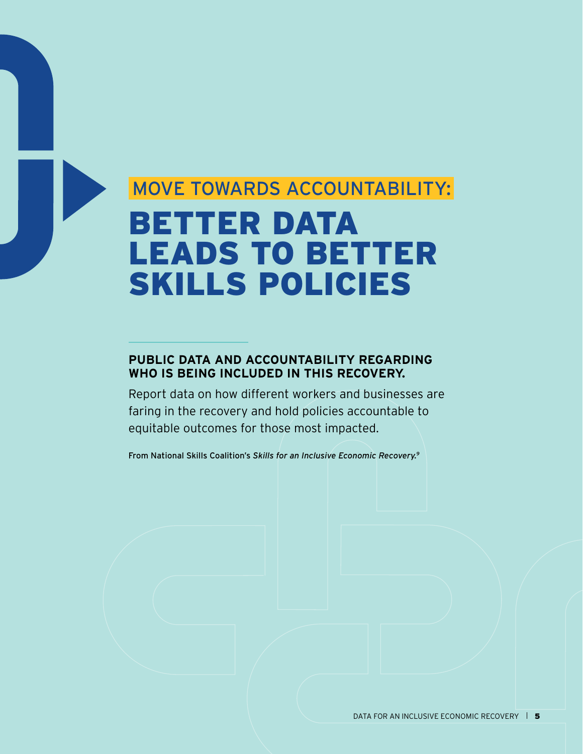## MOVE TOWARDS ACCOUNTABILITY:

# BETTER DATA LEADS TO BETTER SKILLS POLICIES

**PUBLIC DATA AND ACCOUNTABILITY REGARDING WHO IS BEING INCLUDED IN THIS RECOVERY.**

Report data on how different workers and businesses are faring in the recovery and hold policies accountable to equitable outcomes for those most impacted.

From National Skills Coalition's *Skills for an Inclusive Economic Recovery.*[9]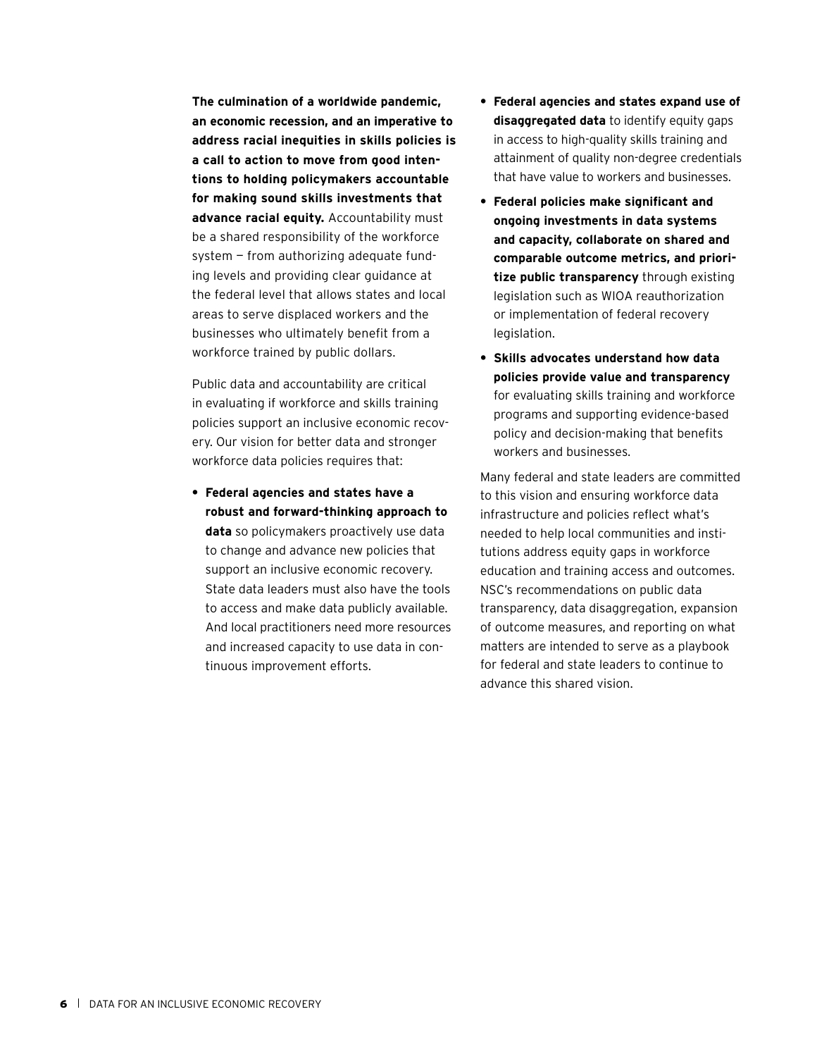**The culmination of a worldwide pandemic, an economic recession, and an imperative to address racial inequities in skills policies is a call to action to move from good intentions to holding policymakers accountable for making sound skills investments that advance racial equity.** Accountability must be a shared responsibility of the workforce system — from authorizing adequate funding levels and providing clear guidance at the federal level that allows states and local areas to serve displaced workers and the businesses who ultimately benefit from a workforce trained by public dollars.

Public data and accountability are critical in evaluating if workforce and skills training policies support an inclusive economic recovery. Our vision for better data and stronger workforce data policies requires that:

- **Federal agencies and states have a robust and forward-thinking approach to data** so policymakers proactively use data to change and advance new policies that support an inclusive economic recovery. State data leaders must also have the tools to access and make data publicly available. And local practitioners need more resources and increased capacity to use data in continuous improvement efforts.
- **Federal agencies and states expand use of disaggregated data** to identify equity gaps in access to high-quality skills training and attainment of quality non-degree credentials that have value to workers and businesses.
- **Federal policies make significant and ongoing investments in data systems and capacity, collaborate on shared and comparable outcome metrics, and prioritize public transparency** through existing legislation such as WIOA reauthorization or implementation of federal recovery legislation.
- **Skills advocates understand how data policies provide value and transparency** for evaluating skills training and workforce programs and supporting evidence-based policy and decision-making that benefits workers and businesses.

Many federal and state leaders are committed to this vision and ensuring workforce data infrastructure and policies reflect what's needed to help local communities and institutions address equity gaps in workforce education and training access and outcomes. NSC's recommendations on public data transparency, data disaggregation, expansion of outcome measures, and reporting on what matters are intended to serve as a playbook for federal and state leaders to continue to advance this shared vision.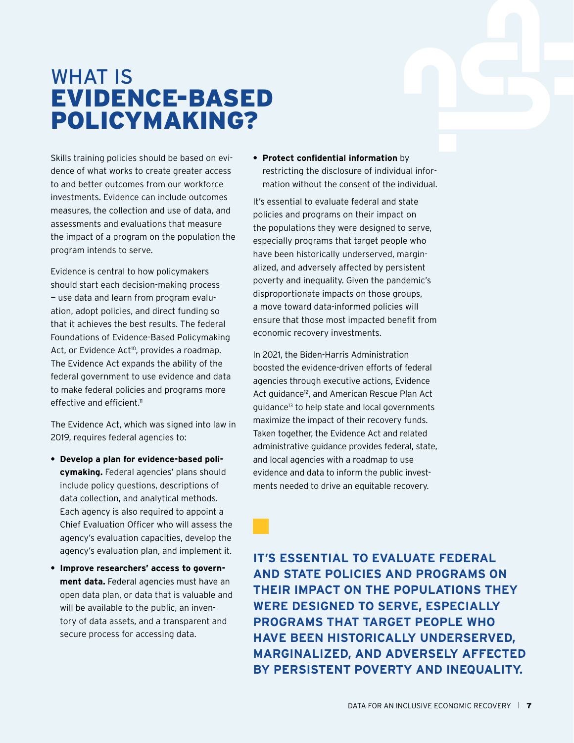# WHAT IS EVIDENCE-BASED POLICYMAKING?

Skills training policies should be based on evidence of what works to create greater access to and better outcomes from our workforce investments. Evidence can include outcomes measures, the collection and use of data, and assessments and evaluations that measure the impact of a program on the population the program intends to serve.

Evidence is central to how policymakers should start each decision-making process — use data and learn from program evaluation, adopt policies, and direct funding so that it achieves the best results. The federal Foundations of Evidence-Based Policymaking Act, or Evidence Act[10], provides a roadmap. The Evidence Act expands the ability of the federal government to use evidence and data to make federal policies and programs more effective and efficient.[11]

The Evidence Act, which was signed into law in 2019, requires federal agencies to:

- **Develop a plan for evidence-based policymaking.** Federal agencies' plans should include policy questions, descriptions of data collection, and analytical methods. Each agency is also required to appoint a Chief Evaluation Officer who will assess the agency's evaluation capacities, develop the agency's evaluation plan, and implement it.
- **Improve researchers' access to government data.** Federal agencies must have an open data plan, or data that is valuable and will be available to the public, an inventory of data assets, and a transparent and secure process for accessing data.
- **Protect confidential information** by restricting the disclosure of individual information without the consent of the individual.

It's essential to evaluate federal and state policies and programs on their impact on the populations they were designed to serve, especially programs that target people who have been historically underserved, marginalized, and adversely affected by persistent poverty and inequality. Given the pandemic's disproportionate impacts on those groups, a move toward data-informed policies will ensure that those most impacted benefit from economic recovery investments.

In 2021, the Biden-Harris Administration boosted the evidence-driven efforts of federal agencies through executive actions, Evidence Act guidance[12], and American Rescue Plan Act guidance[13] to help state and local governments maximize the impact of their recovery funds. Taken together, the Evidence Act and related administrative guidance provides federal, state, and local agencies with a roadmap to use evidence and data to inform the public investments needed to drive an equitable recovery.

**IT'S ESSENTIAL TO EVALUATE FEDERAL AND STATE POLICIES AND PROGRAMS ON THEIR IMPACT ON THE POPULATIONS THEY WERE DESIGNED TO SERVE, ESPECIALLY PROGRAMS THAT TARGET PEOPLE WHO HAVE BEEN HISTORICALLY UNDERSERVED, MARGINALIZED, AND ADVERSELY AFFECTED BY PERSISTENT POVERTY AND INEQUALITY.**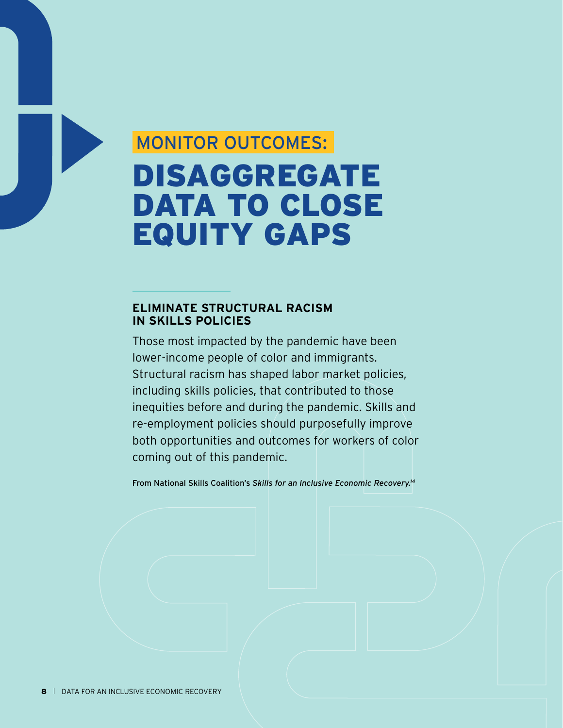MONITOR OUTCOMES:

# DISAGGREGATE DATA TO CLOSE EQUITY GAPS

## ELIMINATE STRUCTURAL RACISM IN SKILLS POLICIES

Those most impacted by the pandemic have been lower-income people of color and immigrants. Structural racism has shaped labor market policies, including skills policies, that contributed to those inequities before and during the pandemic. Skills and re-employment policies should purposefully improve both opportunities and outcomes for workers of color coming out of this pandemic.

From National Skills Coalition's *Skills for an Inclusive Economic Recovery*.[14]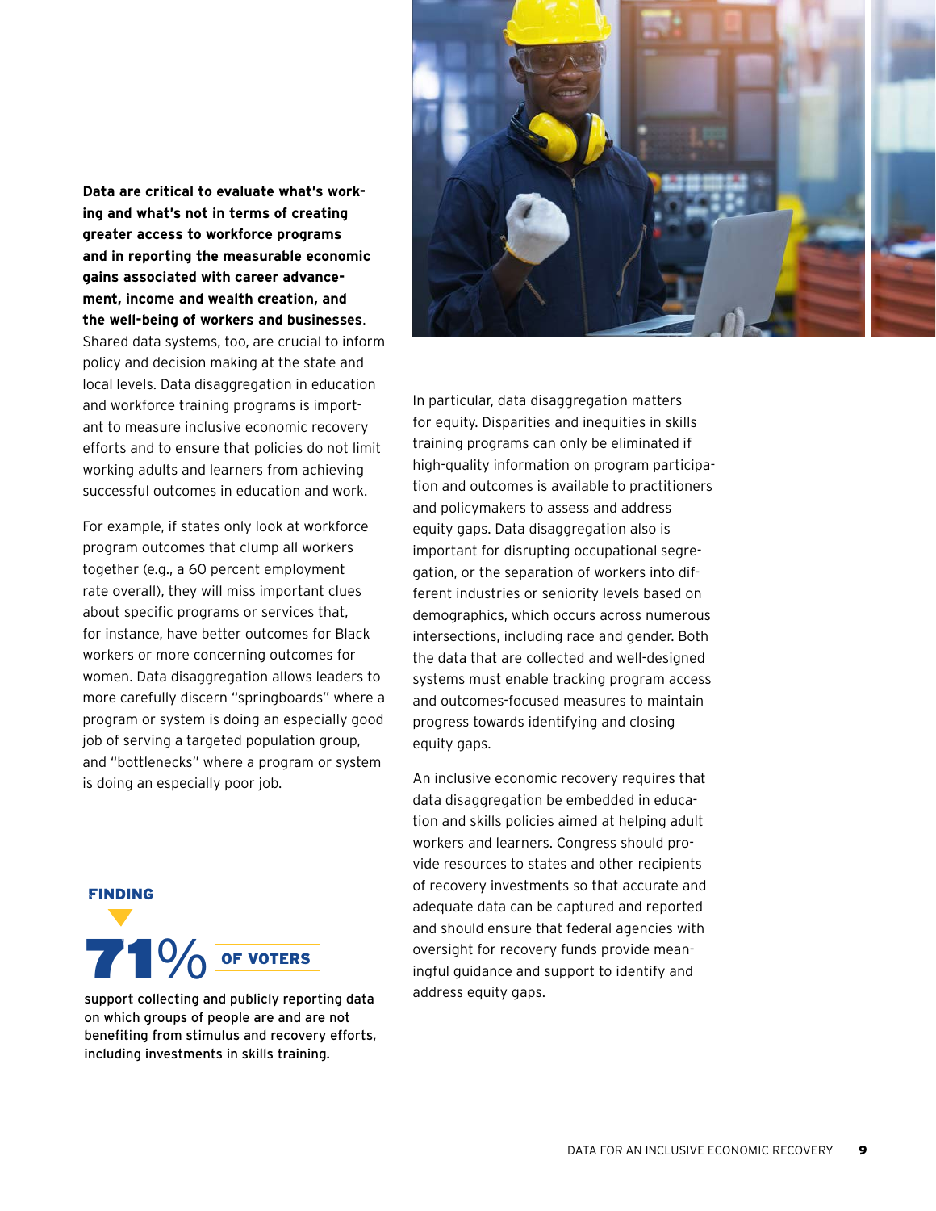**Data are critical to evaluate what's working and what's not in terms of creating greater access to workforce programs and in reporting the measurable economic gains associated with career advancement, income and wealth creation, and the well-being of workers and businesses**. Shared data systems, too, are crucial to inform policy and decision making at the state and local levels. Data disaggregation in education and workforce training programs is important to measure inclusive economic recovery efforts and to ensure that policies do not limit working adults and learners from achieving successful outcomes in education and work.

For example, if states only look at workforce program outcomes that clump all workers together (e.g., a 60 percent employment rate overall), they will miss important clues about specific programs or services that, for instance, have better outcomes for Black workers or more concerning outcomes for women. Data disaggregation allows leaders to more carefully discern "springboards" where a program or system is doing an especially good job of serving a targeted population group, and "bottlenecks" where a program or system is doing an especially poor job.

**FINDING**

**71% OF VOTERS**

support collecting and publicly reporting data on which groups of people are and are not benefiting from stimulus and recovery efforts, including investments in skills training.

In particular, data disaggregation matters for equity. Disparities and inequities in skills training programs can only be eliminated if high-quality information on program participation and outcomes is available to practitioners and policymakers to assess and address equity gaps. Data disaggregation also is important for disrupting occupational segregation, or the separation of workers into different industries or seniority levels based on demographics, which occurs across numerous intersections, including race and gender. Both the data that are collected and well-designed systems must enable tracking program access and outcomes-focused measures to maintain progress towards identifying and closing equity gaps.

An inclusive economic recovery requires that data disaggregation be embedded in education and skills policies aimed at helping adult workers and learners. Congress should provide resources to states and other recipients of recovery investments so that accurate and adequate data can be captured and reported and should ensure that federal agencies with oversight for recovery funds provide meaningful guidance and support to identify and address equity gaps.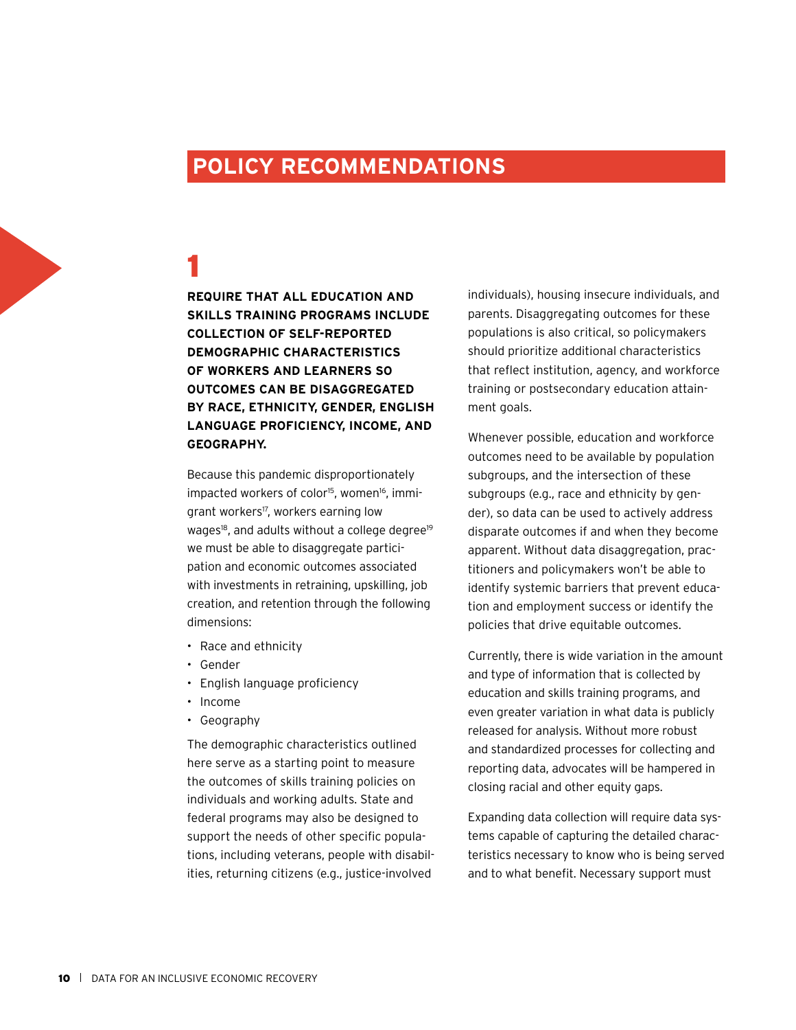# POLICY RECOMMENDATIONS

## 1

**REQUIRE THAT ALL EDUCATION AND SKILLS TRAINING PROGRAMS INCLUDE COLLECTION OF SELF-REPORTED DEMOGRAPHIC CHARACTERISTICS OF WORKERS AND LEARNERS SO OUTCOMES CAN BE DISAGGREGATED BY RACE, ETHNICITY, GENDER, ENGLISH LANGUAGE PROFICIENCY, INCOME, AND GEOGRAPHY.**

Because this pandemic disproportionately impacted workers of color[15], women[16], immigrant workers[17], workers earning low wages[18], and adults without a college degree[19] we must be able to disaggregate participation and economic outcomes associated with investments in retraining, upskilling, job creation, and retention through the following dimensions:

- Race and ethnicity
- Gender
- English language proficiency
- Income
- Geography

The demographic characteristics outlined here serve as a starting point to measure the outcomes of skills training policies on individuals and working adults. State and federal programs may also be designed to support the needs of other specific populations, including veterans, people with disabilities, returning citizens (e.g., justice-involved individuals), housing insecure individuals, and parents. Disaggregating outcomes for these populations is also critical, so policymakers should prioritize additional characteristics that reflect institution, agency, and workforce training or postsecondary education attainment goals.

Whenever possible, education and workforce outcomes need to be available by population subgroups, and the intersection of these subgroups (e.g., race and ethnicity by gender), so data can be used to actively address disparate outcomes if and when they become apparent. Without data disaggregation, practitioners and policymakers won't be able to identify systemic barriers that prevent education and employment success or identify the policies that drive equitable outcomes.

Currently, there is wide variation in the amount and type of information that is collected by education and skills training programs, and even greater variation in what data is publicly released for analysis. Without more robust and standardized processes for collecting and reporting data, advocates will be hampered in closing racial and other equity gaps.

Expanding data collection will require data systems capable of capturing the detailed characteristics necessary to know who is being served and to what benefit. Necessary support must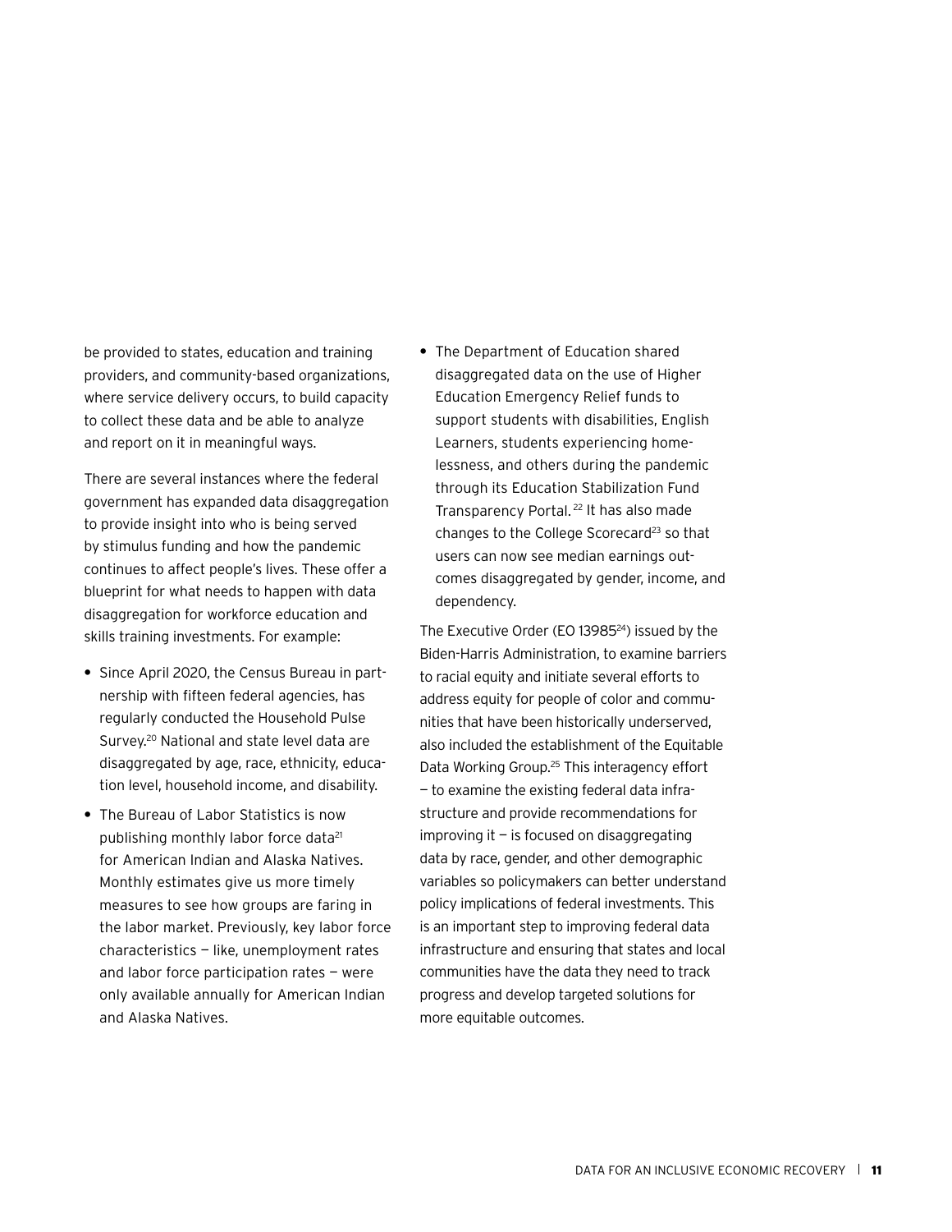be provided to states, education and training providers, and community-based organizations, where service delivery occurs, to build capacity to collect these data and be able to analyze and report on it in meaningful ways.

There are several instances where the federal government has expanded data disaggregation to provide insight into who is being served by stimulus funding and how the pandemic continues to affect people's lives. These offer a blueprint for what needs to happen with data disaggregation for workforce education and skills training investments. For example:

- Since April 2020, the Census Bureau in partnership with fifteen federal agencies, has regularly conducted the Household Pulse Survey.[20] National and state level data are disaggregated by age, race, ethnicity, education level, household income, and disability.
- The Bureau of Labor Statistics is now publishing monthly labor force data[21] for American Indian and Alaska Natives. Monthly estimates give us more timely measures to see how groups are faring in the labor market. Previously, key labor force characteristics — like, unemployment rates and labor force participation rates — were only available annually for American Indian and Alaska Natives.
- The Department of Education shared disaggregated data on the use of Higher Education Emergency Relief funds to support students with disabilities, English Learners, students experiencing homelessness, and others during the pandemic through its Education Stabilization Fund Transparency Portal.[22] It has also made changes to the College Scorecard[23] so that users can now see median earnings outcomes disaggregated by gender, income, and dependency.

The Executive Order (EO 13985[24]) issued by the Biden-Harris Administration, to examine barriers to racial equity and initiate several efforts to address equity for people of color and communities that have been historically underserved, also included the establishment of the Equitable Data Working Group.[25] This interagency effort — to examine the existing federal data infrastructure and provide recommendations for improving it — is focused on disaggregating data by race, gender, and other demographic variables so policymakers can better understand policy implications of federal investments. This is an important step to improving federal data infrastructure and ensuring that states and local communities have the data they need to track progress and develop targeted solutions for more equitable outcomes.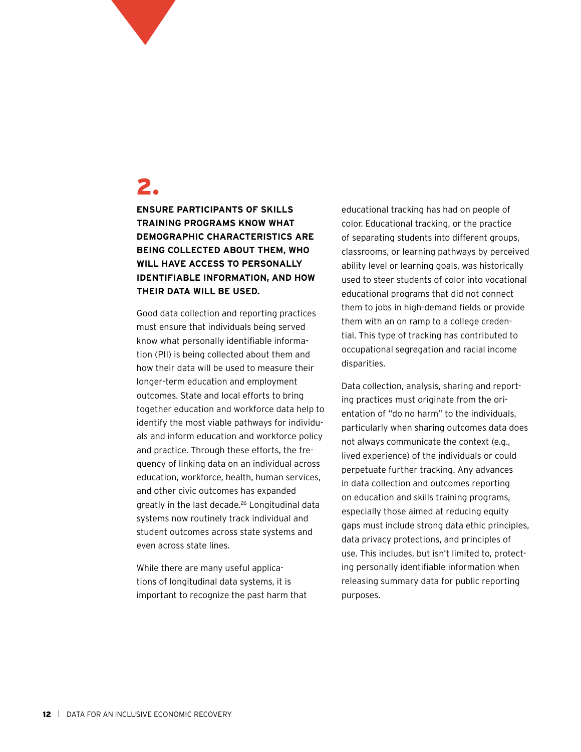## 2.

**ENSURE PARTICIPANTS OF SKILLS TRAINING PROGRAMS KNOW WHAT DEMOGRAPHIC CHARACTERISTICS ARE BEING COLLECTED ABOUT THEM, WHO WILL HAVE ACCESS TO PERSONALLY IDENTIFIABLE INFORMATION, AND HOW THEIR DATA WILL BE USED.**

Good data collection and reporting practices must ensure that individuals being served know what personally identifiable information (PII) is being collected about them and how their data will be used to measure their longer-term education and employment outcomes. State and local efforts to bring together education and workforce data help to identify the most viable pathways for individuals and inform education and workforce policy and practice. Through these efforts, the frequency of linking data on an individual across education, workforce, health, human services, and other civic outcomes has expanded greatly in the last decade.[26] Longitudinal data systems now routinely track individual and student outcomes across state systems and even across state lines.

While there are many useful applications of longitudinal data systems, it is important to recognize the past harm that educational tracking has had on people of color. Educational tracking, or the practice of separating students into different groups, classrooms, or learning pathways by perceived ability level or learning goals, was historically used to steer students of color into vocational educational programs that did not connect them to jobs in high-demand fields or provide them with an on ramp to a college credential. This type of tracking has contributed to occupational segregation and racial income disparities.

Data collection, analysis, sharing and reporting practices must originate from the orientation of "do no harm" to the individuals, particularly when sharing outcomes data does not always communicate the context (e.g., lived experience) of the individuals or could perpetuate further tracking. Any advances in data collection and outcomes reporting on education and skills training programs, especially those aimed at reducing equity gaps must include strong data ethic principles, data privacy protections, and principles of use. This includes, but isn't limited to, protecting personally identifiable information when releasing summary data for public reporting purposes.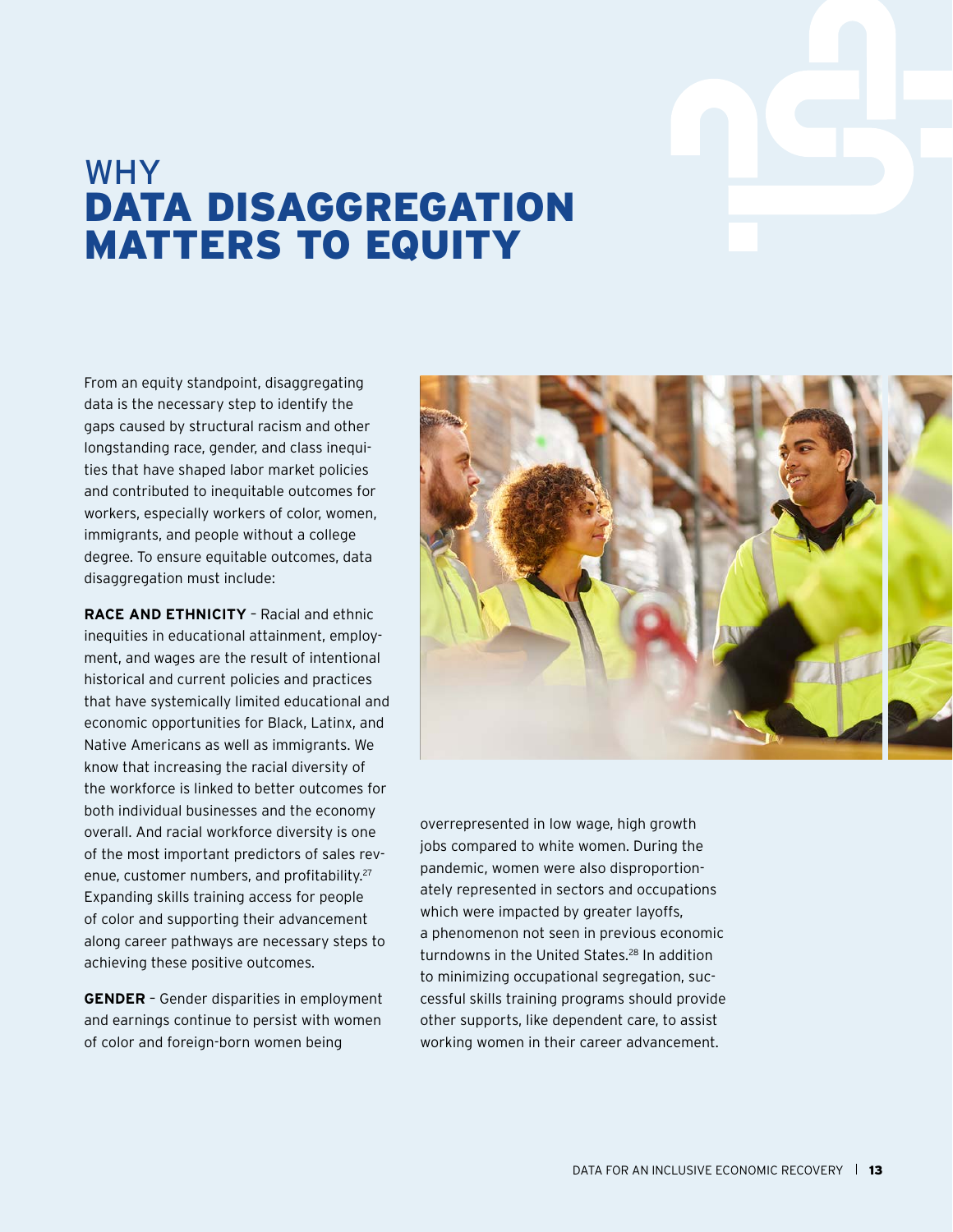# WHY DATA DISAGGREGATION MATTERS TO EQUITY

From an equity standpoint, disaggregating data is the necessary step to identify the gaps caused by structural racism and other longstanding race, gender, and class inequities that have shaped labor market policies and contributed to inequitable outcomes for workers, especially workers of color, women, immigrants, and people without a college degree. To ensure equitable outcomes, data disaggregation must include:

**RACE AND ETHNICITY** – Racial and ethnic inequities in educational attainment, employment, and wages are the result of intentional historical and current policies and practices that have systemically limited educational and economic opportunities for Black, Latinx, and Native Americans as well as immigrants. We know that increasing the racial diversity of the workforce is linked to better outcomes for both individual businesses and the economy overall. And racial workforce diversity is one of the most important predictors of sales revenue, customer numbers, and profitability.[27] Expanding skills training access for people of color and supporting their advancement along career pathways are necessary steps to achieving these positive outcomes.

**GENDER** – Gender disparities in employment and earnings continue to persist with women of color and foreign-born women being overrepresented in low wage, high growth jobs compared to white women. During the pandemic, women were also disproportionately represented in sectors and occupations which were impacted by greater layoffs, a phenomenon not seen in previous economic turndowns in the United States.[28] In addition to minimizing occupational segregation, successful skills training programs should provide other supports, like dependent care, to assist working women in their career advancement.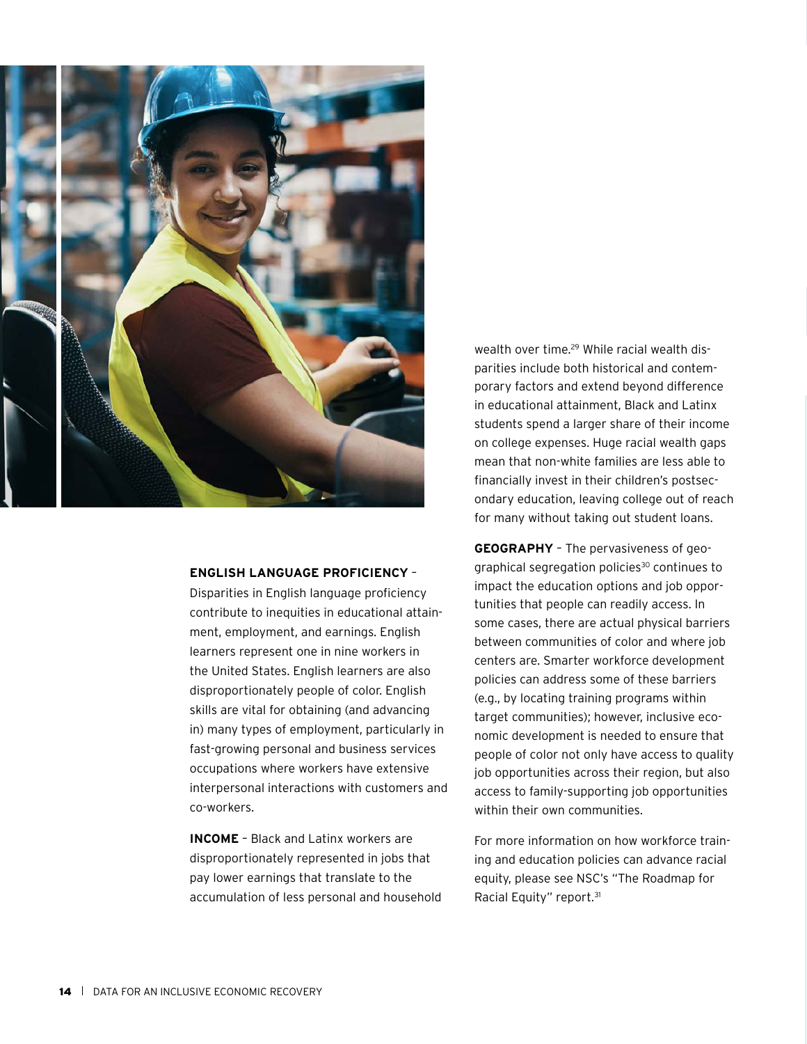**ENGLISH LANGUAGE PROFICIENCY** – Disparities in English language proficiency contribute to inequities in educational attainment, employment, and earnings. English learners represent one in nine workers in the United States. English learners are also disproportionately people of color. English skills are vital for obtaining (and advancing in) many types of employment, particularly in fast-growing personal and business services occupations where workers have extensive interpersonal interactions with customers and co-workers.

**INCOME** – Black and Latinx workers are disproportionately represented in jobs that pay lower earnings that translate to the accumulation of less personal and household wealth over time.[29] While racial wealth disparities include both historical and contemporary factors and extend beyond difference in educational attainment, Black and Latinx students spend a larger share of their income on college expenses. Huge racial wealth gaps mean that non-white families are less able to financially invest in their children's postsecondary education, leaving college out of reach for many without taking out student loans.

**GEOGRAPHY** – The pervasiveness of geographical segregation policies[30] continues to impact the education options and job opportunities that people can readily access. In some cases, there are actual physical barriers between communities of color and where job centers are. Smarter workforce development policies can address some of these barriers (e.g., by locating training programs within target communities); however, inclusive economic development is needed to ensure that people of color not only have access to quality job opportunities across their region, but also access to family-supporting job opportunities within their own communities.

For more information on how workforce training and education policies can advance racial equity, please see NSC's "The Roadmap for Racial Equity" report.[31]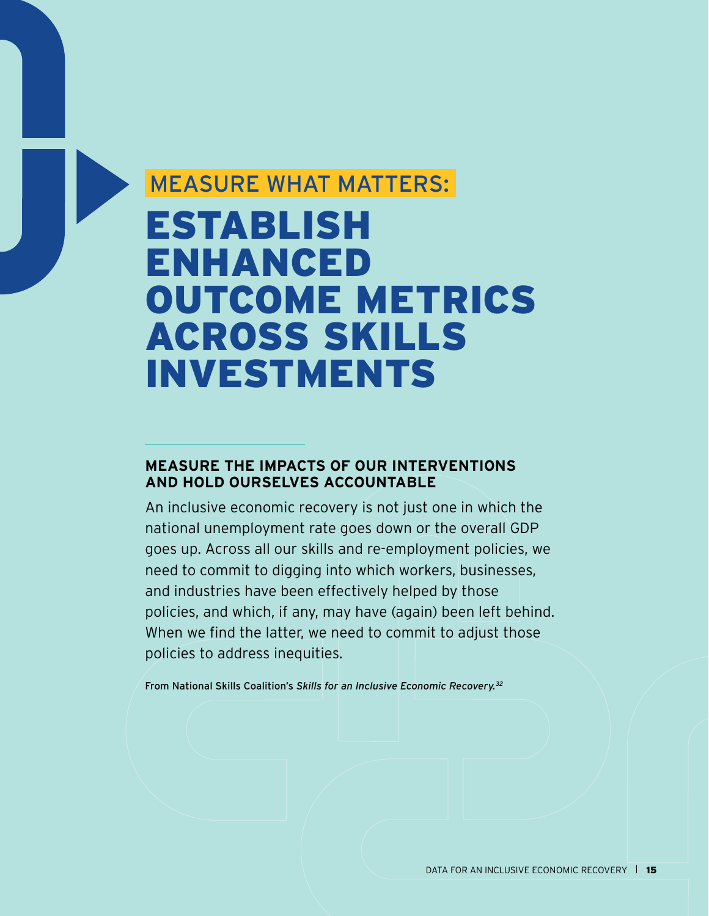MEASURE WHAT MATTERS:

# ESTABLISH ENHANCED OUTCOME METRICS ACROSS SKILLS INVESTMENTS

### MEASURE THE IMPACTS OF OUR INTERVENTIONS AND HOLD OURSELVES ACCOUNTABLE

An inclusive economic recovery is not just one in which the national unemployment rate goes down or the overall GDP goes up. Across all our skills and re-employment policies, we need to commit to digging into which workers, businesses, and industries have been effectively helped by those policies, and which, if any, may have (again) been left behind. When we find the latter, we need to commit to adjust those policies to address inequities.

From National Skills Coalition's *Skills for an Inclusive Economic Recovery.*[32]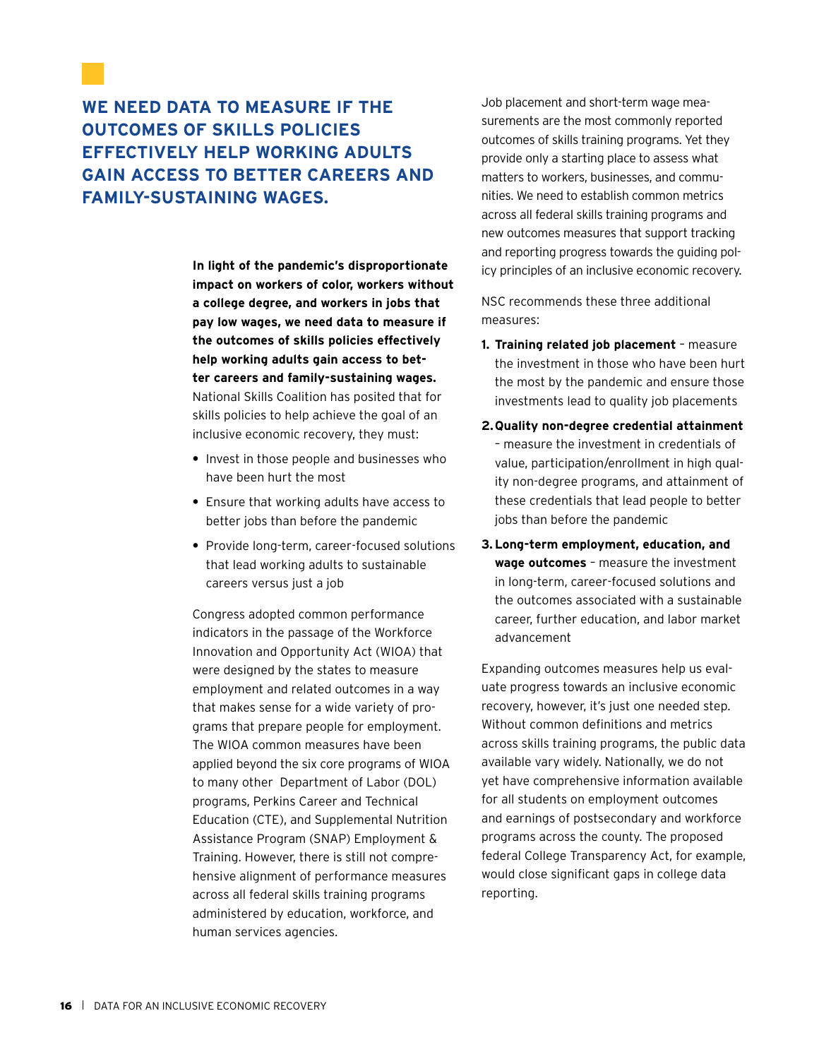## WE NEED DATA TO MEASURE IF THE OUTCOMES OF SKILLS POLICIES EFFECTIVELY HELP WORKING ADULTS GAIN ACCESS TO BETTER CAREERS AND FAMILY-SUSTAINING WAGES.

**In light of the pandemic's disproportionate impact on workers of color, workers without a college degree, and workers in jobs that pay low wages, we need data to measure if the outcomes of skills policies effectively help working adults gain access to better careers and family-sustaining wages.** National Skills Coalition has posited that for skills policies to help achieve the goal of an inclusive economic recovery, they must:

- Invest in those people and businesses who have been hurt the most
- Ensure that working adults have access to better jobs than before the pandemic
- Provide long-term, career-focused solutions that lead working adults to sustainable careers versus just a job

Congress adopted common performance indicators in the passage of the Workforce Innovation and Opportunity Act (WIOA) that were designed by the states to measure employment and related outcomes in a way that makes sense for a wide variety of programs that prepare people for employment. The WIOA common measures have been applied beyond the six core programs of WIOA to many other Department of Labor (DOL) programs, Perkins Career and Technical Education (CTE), and Supplemental Nutrition Assistance Program (SNAP) Employment & Training. However, there is still not comprehensive alignment of performance measures across all federal skills training programs administered by education, workforce, and human services agencies.

Job placement and short-term wage measurements are the most commonly reported outcomes of skills training programs. Yet they provide only a starting place to assess what matters to workers, businesses, and communities. We need to establish common metrics across all federal skills training programs and new outcomes measures that support tracking and reporting progress towards the guiding policy principles of an inclusive economic recovery.

NSC recommends these three additional measures:

1. **Training related job placement** – measure the investment in those who have been hurt the most by the pandemic and ensure those investments lead to quality job placements
2. **Quality non-degree credential attainment** – measure the investment in credentials of value, participation/enrollment in high quality non-degree programs, and attainment of these credentials that lead people to better jobs than before the pandemic
3. **Long-term employment, education, and wage outcomes** – measure the investment in long-term, career-focused solutions and the outcomes associated with a sustainable career, further education, and labor market advancement

Expanding outcomes measures help us evaluate progress towards an inclusive economic recovery, however, it's just one needed step. Without common definitions and metrics across skills training programs, the public data available vary widely. Nationally, we do not yet have comprehensive information available for all students on employment outcomes and earnings of postsecondary and workforce programs across the county. The proposed federal College Transparency Act, for example, would close significant gaps in college data reporting.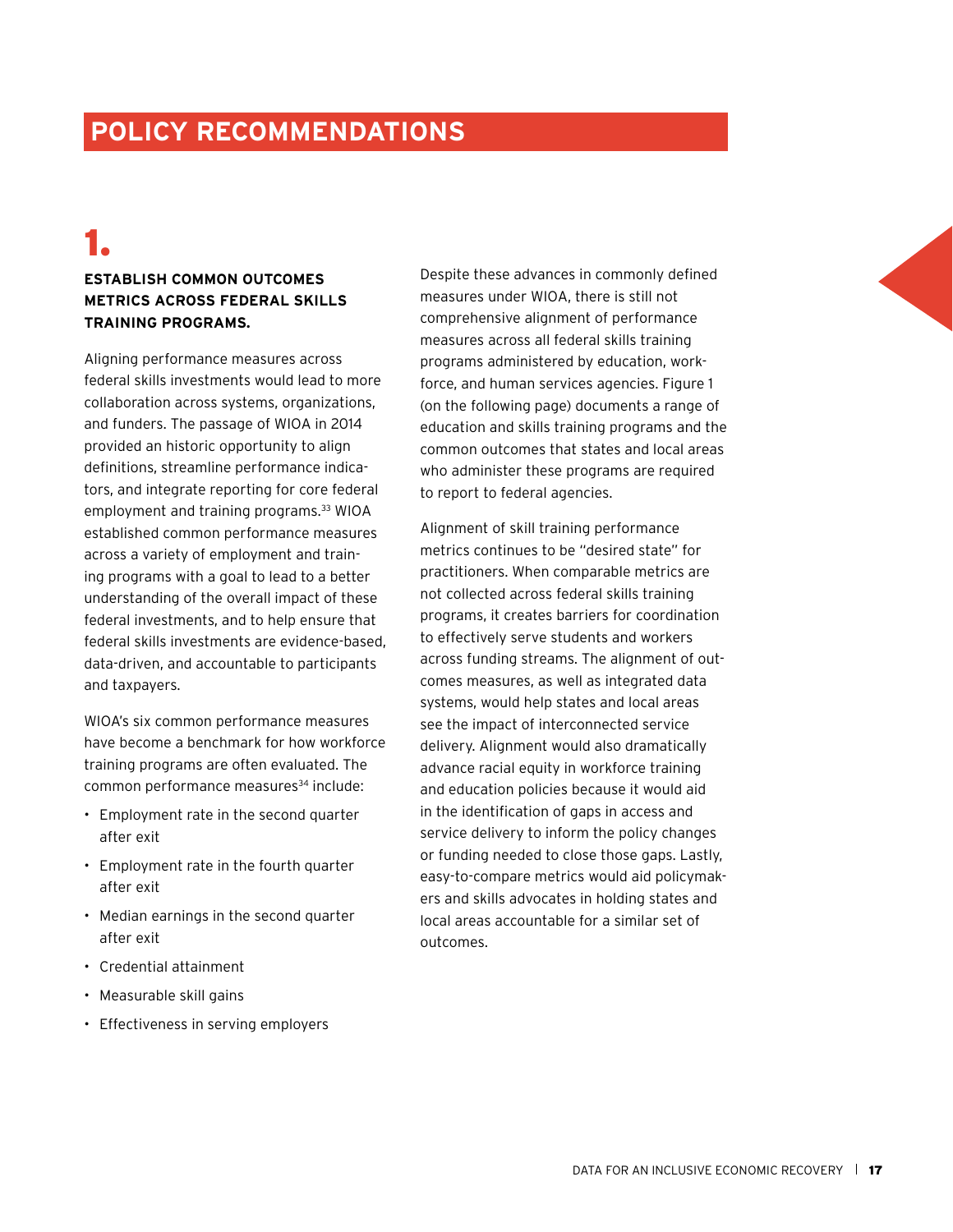# POLICY RECOMMENDATIONS

## 1.

### ESTABLISH COMMON OUTCOMES METRICS ACROSS FEDERAL SKILLS TRAINING PROGRAMS.

Aligning performance measures across federal skills investments would lead to more collaboration across systems, organizations, and funders. The passage of WIOA in 2014 provided an historic opportunity to align definitions, streamline performance indicators, and integrate reporting for core federal employment and training programs.[33] WIOA established common performance measures across a variety of employment and training programs with a goal to lead to a better understanding of the overall impact of these federal investments, and to help ensure that federal skills investments are evidence-based, data-driven, and accountable to participants and taxpayers.

WIOA's six common performance measures have become a benchmark for how workforce training programs are often evaluated. The common performance measures[34] include:

- Employment rate in the second quarter after exit
- Employment rate in the fourth quarter after exit
- Median earnings in the second quarter after exit
- Credential attainment
- Measurable skill gains
- Effectiveness in serving employers

Despite these advances in commonly defined measures under WIOA, there is still not comprehensive alignment of performance measures across all federal skills training programs administered by education, workforce, and human services agencies. Figure 1 (on the following page) documents a range of education and skills training programs and the common outcomes that states and local areas who administer these programs are required to report to federal agencies.

Alignment of skill training performance metrics continues to be "desired state" for practitioners. When comparable metrics are not collected across federal skills training programs, it creates barriers for coordination to effectively serve students and workers across funding streams. The alignment of outcomes measures, as well as integrated data systems, would help states and local areas see the impact of interconnected service delivery. Alignment would also dramatically advance racial equity in workforce training and education policies because it would aid in the identification of gaps in access and service delivery to inform the policy changes or funding needed to close those gaps. Lastly, easy-to-compare metrics would aid policymakers and skills advocates in holding states and local areas accountable for a similar set of outcomes.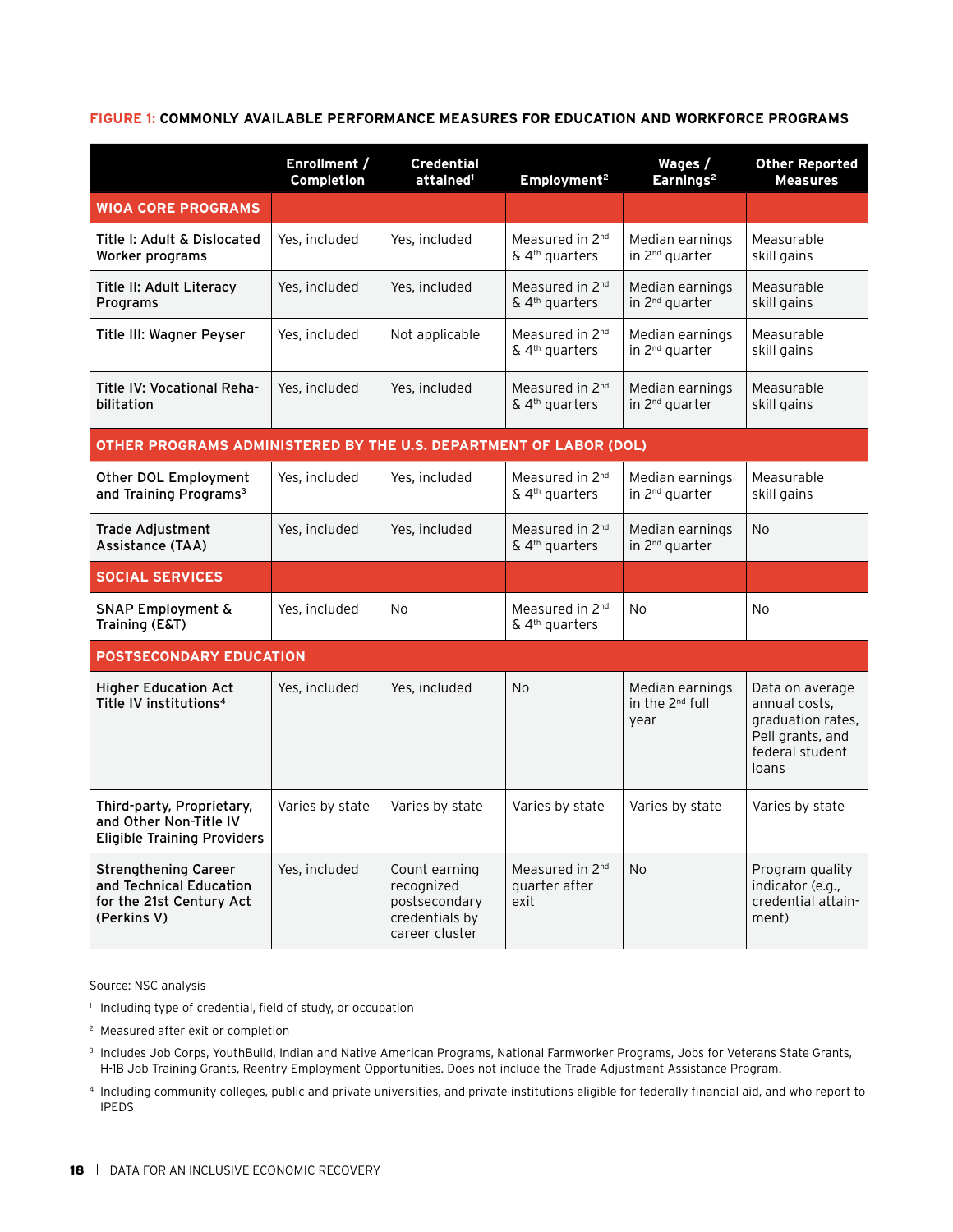**FIGURE 1: COMMONLY AVAILABLE PERFORMANCE MEASURES FOR EDUCATION AND WORKFORCE PROGRAMS**

| | Enrollment / Completion | Credential attained[1] | Employment[2] | Wages / Earnings[2] | Other Reported Measures |
|---|---|---|---|---|---|
| **WIOA CORE PROGRAMS** | | | | | |
| Title I: Adult & Dislocated Worker programs | Yes, included | Yes, included | Measured in 2nd & 4th quarters | Median earnings in 2nd quarter | Measurable skill gains |
| Title II: Adult Literacy Programs | Yes, included | Yes, included | Measured in 2nd & 4th quarters | Median earnings in 2nd quarter | Measurable skill gains |
| Title III: Wagner Peyser | Yes, included | Not applicable | Measured in 2nd & 4th quarters | Median earnings in 2nd quarter | Measurable skill gains |
| Title IV: Vocational Rehabilitation | Yes, included | Yes, included | Measured in 2nd & 4th quarters | Median earnings in 2nd quarter | Measurable skill gains |
| **OTHER PROGRAMS ADMINISTERED BY THE U.S. DEPARTMENT OF LABOR (DOL)** | | | | | |
| Other DOL Employment and Training Programs[3] | Yes, included | Yes, included | Measured in 2nd & 4th quarters | Median earnings in 2nd quarter | Measurable skill gains |
| Trade Adjustment Assistance (TAA) | Yes, included | Yes, included | Measured in 2nd & 4th quarters | Median earnings in 2nd quarter | No |
| **SOCIAL SERVICES** | | | | | |
| SNAP Employment & Training (E&T) | Yes, included | No | Measured in 2nd & 4th quarters | No | No |
| **POSTSECONDARY EDUCATION** | | | | | |
| Higher Education Act Title IV institutions[4] | Yes, included | Yes, included | No | Median earnings in the 2nd full year | Data on average annual costs, graduation rates, Pell grants, and federal student loans |
| Third-party, Proprietary, and Other Non-Title IV Eligible Training Providers | Varies by state | Varies by state | Varies by state | Varies by state | Varies by state |
| Strengthening Career and Technical Education for the 21st Century Act (Perkins V) | Yes, included | Count earning recognized postsecondary credentials by career cluster | Measured in 2nd quarter after exit | No | Program quality indicator (e.g., credential attainment) |

Source: NSC analysis

[1] Including type of credential, field of study, or occupation

[2] Measured after exit or completion

[3] Includes Job Corps, YouthBuild, Indian and Native American Programs, National Farmworker Programs, Jobs for Veterans State Grants, H-1B Job Training Grants, Reentry Employment Opportunities. Does not include the Trade Adjustment Assistance Program.

[4] Including community colleges, public and private universities, and private institutions eligible for federally financial aid, and who report to IPEDS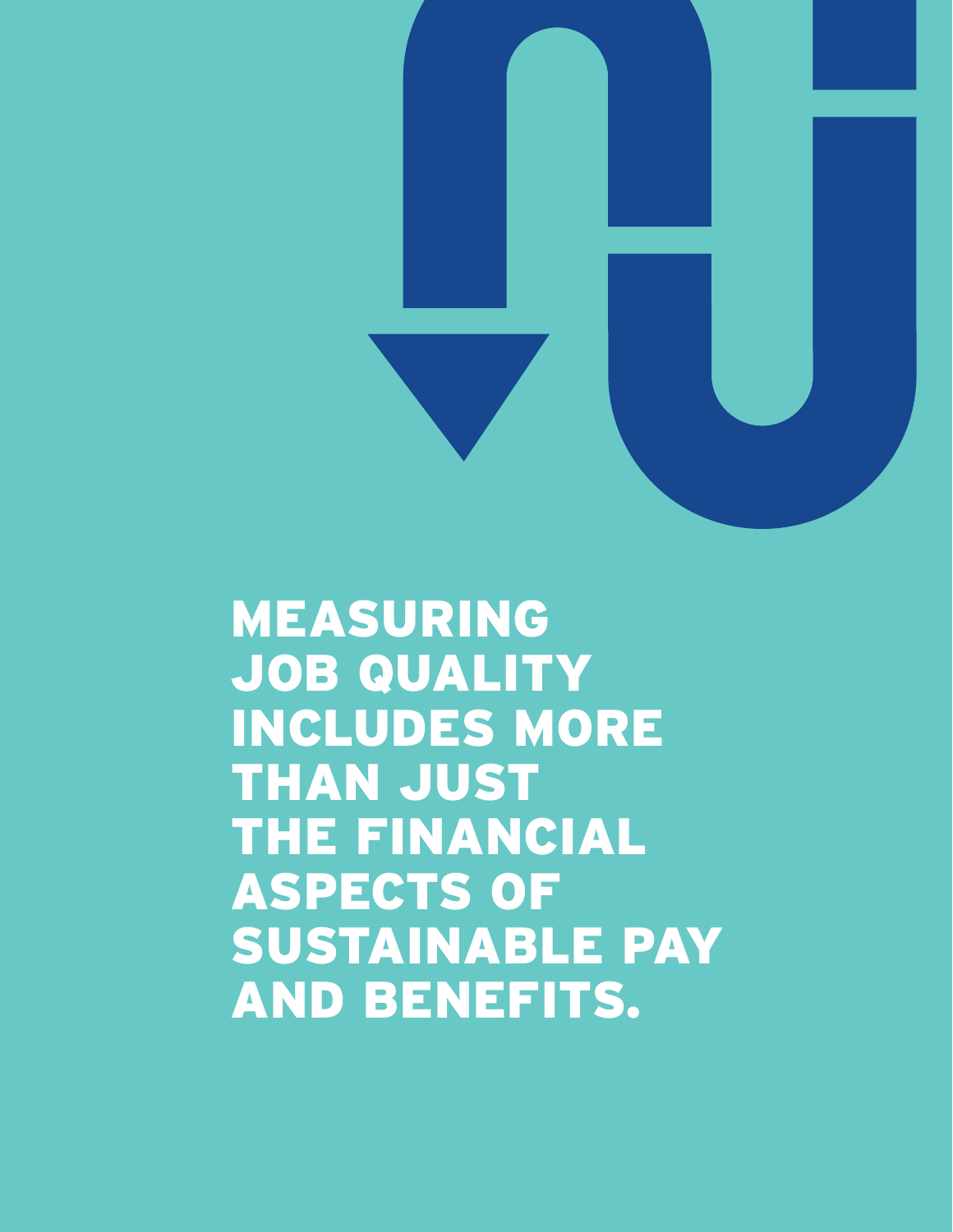# MEASURING JOB QUALITY INCLUDES MORE THAN JUST THE FINANCIAL ASPECTS OF SUSTAINABLE PAY AND BENEFITS.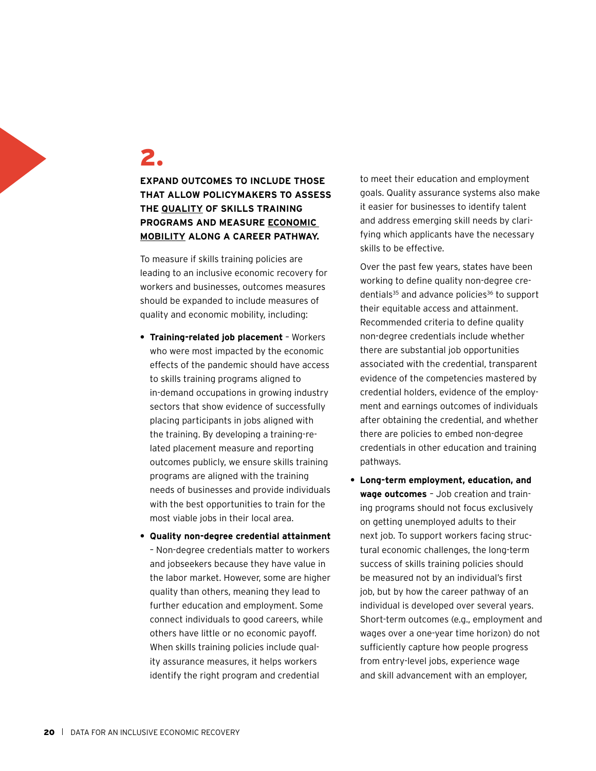## 2.

**EXPAND OUTCOMES TO INCLUDE THOSE THAT ALLOW POLICYMAKERS TO ASSESS THE QUALITY OF SKILLS TRAINING PROGRAMS AND MEASURE ECONOMIC MOBILITY ALONG A CAREER PATHWAY.**

To measure if skills training policies are leading to an inclusive economic recovery for workers and businesses, outcomes measures should be expanded to include measures of quality and economic mobility, including:

- **Training-related job placement** – Workers who were most impacted by the economic effects of the pandemic should have access to skills training programs aligned to in-demand occupations in growing industry sectors that show evidence of successfully placing participants in jobs aligned with the training. By developing a training-related placement measure and reporting outcomes publicly, we ensure skills training programs are aligned with the training needs of businesses and provide individuals with the best opportunities to train for the most viable jobs in their local area.
- **Quality non-degree credential attainment** – Non-degree credentials matter to workers and jobseekers because they have value in the labor market. However, some are higher quality than others, meaning they lead to further education and employment. Some connect individuals to good careers, while others have little or no economic payoff. When skills training policies include quality assurance measures, it helps workers identify the right program and credential to meet their education and employment goals. Quality assurance systems also make it easier for businesses to identify talent and address emerging skill needs by clarifying which applicants have the necessary skills to be effective.

  Over the past few years, states have been working to define quality non-degree credentials[35] and advance policies[36] to support their equitable access and attainment. Recommended criteria to define quality non-degree credentials include whether there are substantial job opportunities associated with the credential, transparent evidence of the competencies mastered by credential holders, evidence of the employment and earnings outcomes of individuals after obtaining the credential, and whether there are policies to embed non-degree credentials in other education and training pathways.
- **Long-term employment, education, and wage outcomes** – Job creation and training programs should not focus exclusively on getting unemployed adults to their next job. To support workers facing structural economic challenges, the long-term success of skills training policies should be measured not by an individual's first job, but by how the career pathway of an individual is developed over several years. Short-term outcomes (e.g., employment and wages over a one-year time horizon) do not sufficiently capture how people progress from entry-level jobs, experience wage and skill advancement with an employer,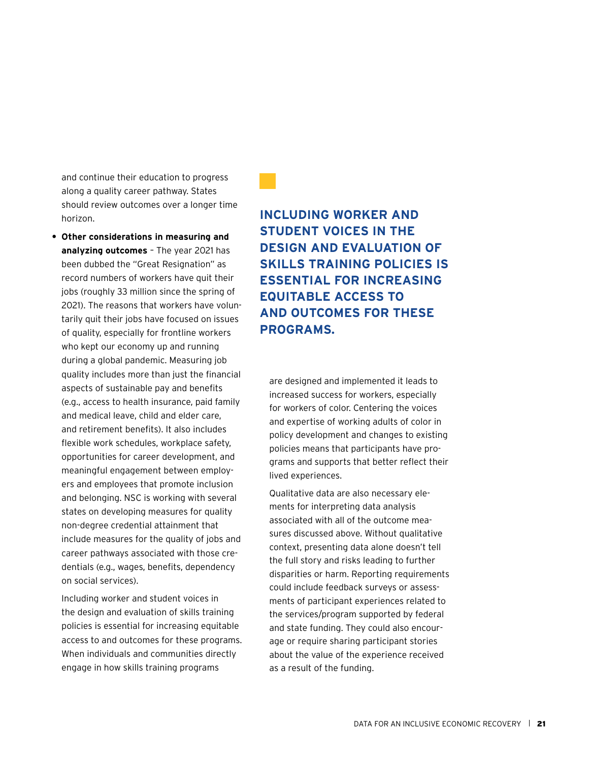and continue their education to progress along a quality career pathway. States should review outcomes over a longer time horizon.

- **Other considerations in measuring and analyzing outcomes** – The year 2021 has been dubbed the "Great Resignation" as record numbers of workers have quit their jobs (roughly 33 million since the spring of 2021). The reasons that workers have voluntarily quit their jobs have focused on issues of quality, especially for frontline workers who kept our economy up and running during a global pandemic. Measuring job quality includes more than just the financial aspects of sustainable pay and benefits (e.g., access to health insurance, paid family and medical leave, child and elder care, and retirement benefits). It also includes flexible work schedules, workplace safety, opportunities for career development, and meaningful engagement between employers and employees that promote inclusion and belonging. NSC is working with several states on developing measures for quality non-degree credential attainment that include measures for the quality of jobs and career pathways associated with those credentials (e.g., wages, benefits, dependency on social services).

Including worker and student voices in the design and evaluation of skills training policies is essential for increasing equitable access to and outcomes for these programs. When individuals and communities directly engage in how skills training programs are designed and implemented it leads to increased success for workers, especially for workers of color. Centering the voices and expertise of working adults of color in policy development and changes to existing policies means that participants have programs and supports that better reflect their lived experiences.

**INCLUDING WORKER AND STUDENT VOICES IN THE DESIGN AND EVALUATION OF SKILLS TRAINING POLICIES IS ESSENTIAL FOR INCREASING EQUITABLE ACCESS TO AND OUTCOMES FOR THESE PROGRAMS.**

Qualitative data are also necessary elements for interpreting data analysis associated with all of the outcome measures discussed above. Without qualitative context, presenting data alone doesn't tell the full story and risks leading to further disparities or harm. Reporting requirements could include feedback surveys or assessments of participant experiences related to the services/program supported by federal and state funding. They could also encourage or require sharing participant stories about the value of the experience received as a result of the funding.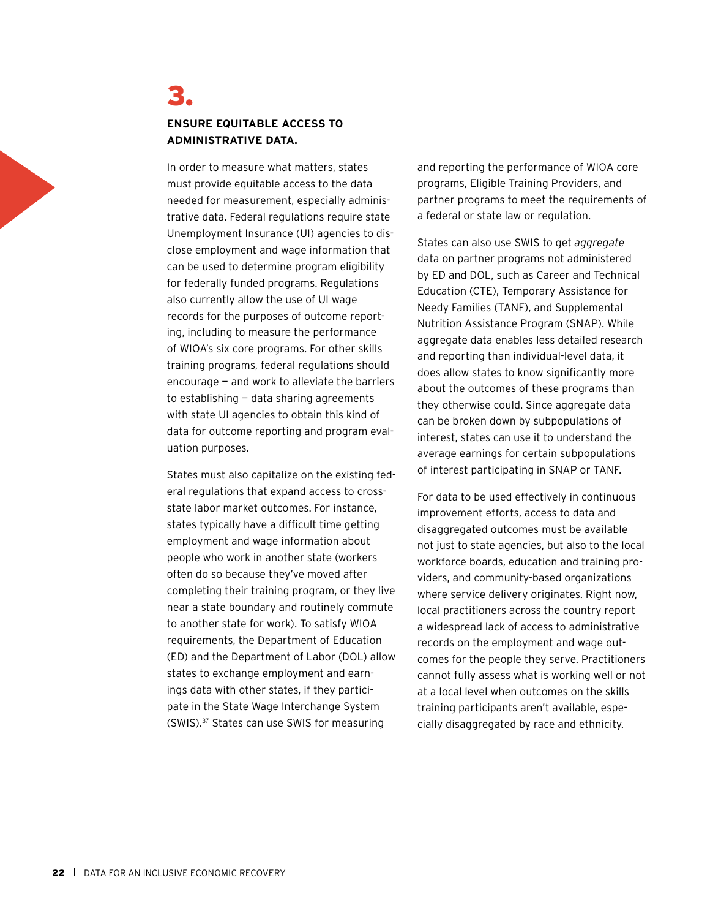## 3.

### ENSURE EQUITABLE ACCESS TO ADMINISTRATIVE DATA.

In order to measure what matters, states must provide equitable access to the data needed for measurement, especially administrative data. Federal regulations require state Unemployment Insurance (UI) agencies to disclose employment and wage information that can be used to determine program eligibility for federally funded programs. Regulations also currently allow the use of UI wage records for the purposes of outcome reporting, including to measure the performance of WIOA's six core programs. For other skills training programs, federal regulations should encourage — and work to alleviate the barriers to establishing — data sharing agreements with state UI agencies to obtain this kind of data for outcome reporting and program evaluation purposes.

States must also capitalize on the existing federal regulations that expand access to cross-state labor market outcomes. For instance, states typically have a difficult time getting employment and wage information about people who work in another state (workers often do so because they've moved after completing their training program, or they live near a state boundary and routinely commute to another state for work). To satisfy WIOA requirements, the Department of Education (ED) and the Department of Labor (DOL) allow states to exchange employment and earnings data with other states, if they participate in the State Wage Interchange System (SWIS).[37] States can use SWIS for measuring and reporting the performance of WIOA core programs, Eligible Training Providers, and partner programs to meet the requirements of a federal or state law or regulation.

States can also use SWIS to get *aggregate* data on partner programs not administered by ED and DOL, such as Career and Technical Education (CTE), Temporary Assistance for Needy Families (TANF), and Supplemental Nutrition Assistance Program (SNAP). While aggregate data enables less detailed research and reporting than individual-level data, it does allow states to know significantly more about the outcomes of these programs than they otherwise could. Since aggregate data can be broken down by subpopulations of interest, states can use it to understand the average earnings for certain subpopulations of interest participating in SNAP or TANF.

For data to be used effectively in continuous improvement efforts, access to data and disaggregated outcomes must be available not just to state agencies, but also to the local workforce boards, education and training providers, and community-based organizations where service delivery originates. Right now, local practitioners across the country report a widespread lack of access to administrative records on the employment and wage outcomes for the people they serve. Practitioners cannot fully assess what is working well or not at a local level when outcomes on the skills training participants aren't available, especially disaggregated by race and ethnicity.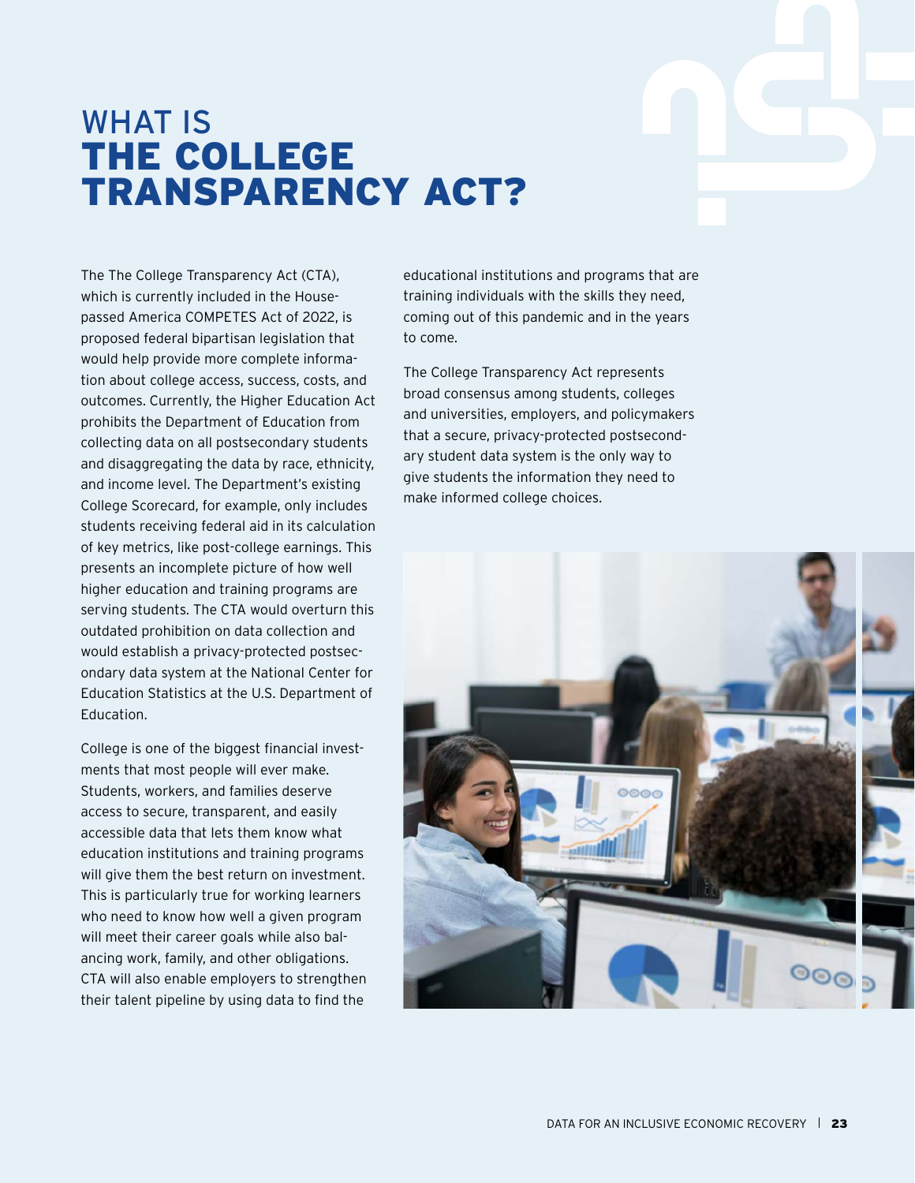# WHAT IS THE COLLEGE TRANSPARENCY ACT?

The The College Transparency Act (CTA), which is currently included in the House-passed America COMPETES Act of 2022, is proposed federal bipartisan legislation that would help provide more complete information about college access, success, costs, and outcomes. Currently, the Higher Education Act prohibits the Department of Education from collecting data on all postsecondary students and disaggregating the data by race, ethnicity, and income level. The Department's existing College Scorecard, for example, only includes students receiving federal aid in its calculation of key metrics, like post-college earnings. This presents an incomplete picture of how well higher education and training programs are serving students. The CTA would overturn this outdated prohibition on data collection and would establish a privacy-protected postsecondary data system at the National Center for Education Statistics at the U.S. Department of Education.

College is one of the biggest financial investments that most people will ever make. Students, workers, and families deserve access to secure, transparent, and easily accessible data that lets them know what education institutions and training programs will give them the best return on investment. This is particularly true for working learners who need to know how well a given program will meet their career goals while also balancing work, family, and other obligations. CTA will also enable employers to strengthen their talent pipeline by using data to find the educational institutions and programs that are training individuals with the skills they need, coming out of this pandemic and in the years to come.

The College Transparency Act represents broad consensus among students, colleges and universities, employers, and policymakers that a secure, privacy-protected postsecondary student data system is the only way to give students the information they need to make informed college choices.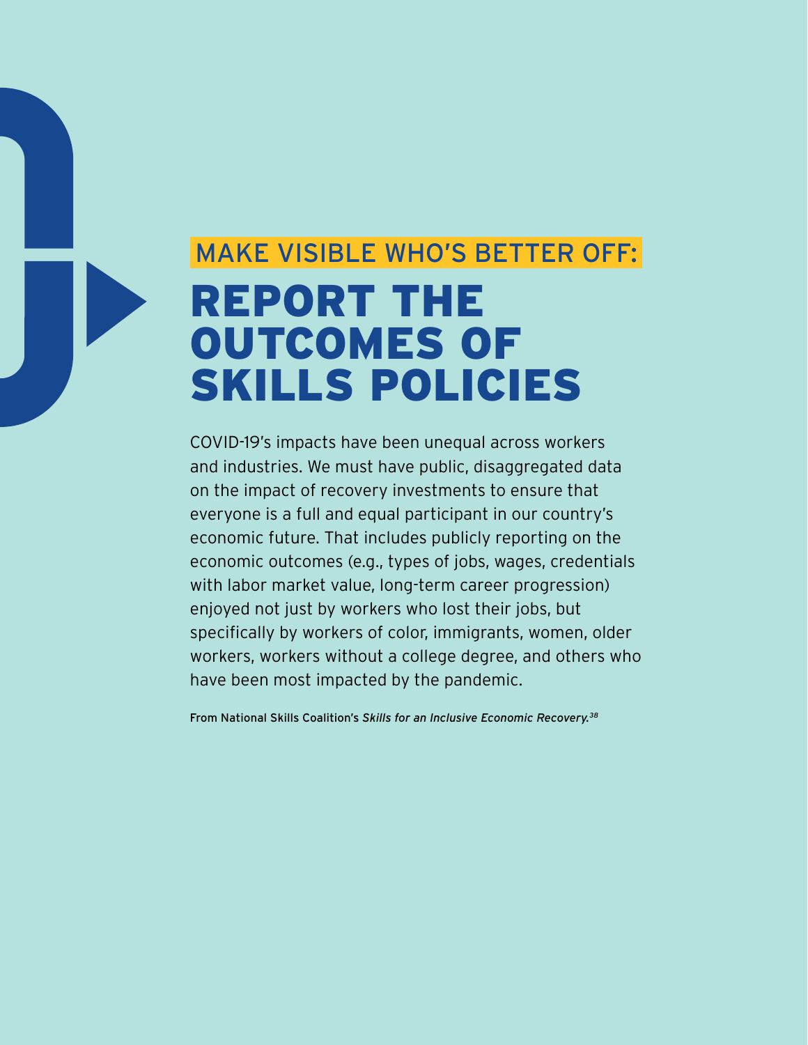## MAKE VISIBLE WHO'S BETTER OFF:

# REPORT THE OUTCOMES OF SKILLS POLICIES

COVID-19's impacts have been unequal across workers and industries. We must have public, disaggregated data on the impact of recovery investments to ensure that everyone is a full and equal participant in our country's economic future. That includes publicly reporting on the economic outcomes (e.g., types of jobs, wages, credentials with labor market value, long-term career progression) enjoyed not just by workers who lost their jobs, but specifically by workers of color, immigrants, women, older workers, workers without a college degree, and others who have been most impacted by the pandemic.

From National Skills Coalition's *Skills for an Inclusive Economic Recovery.*[38]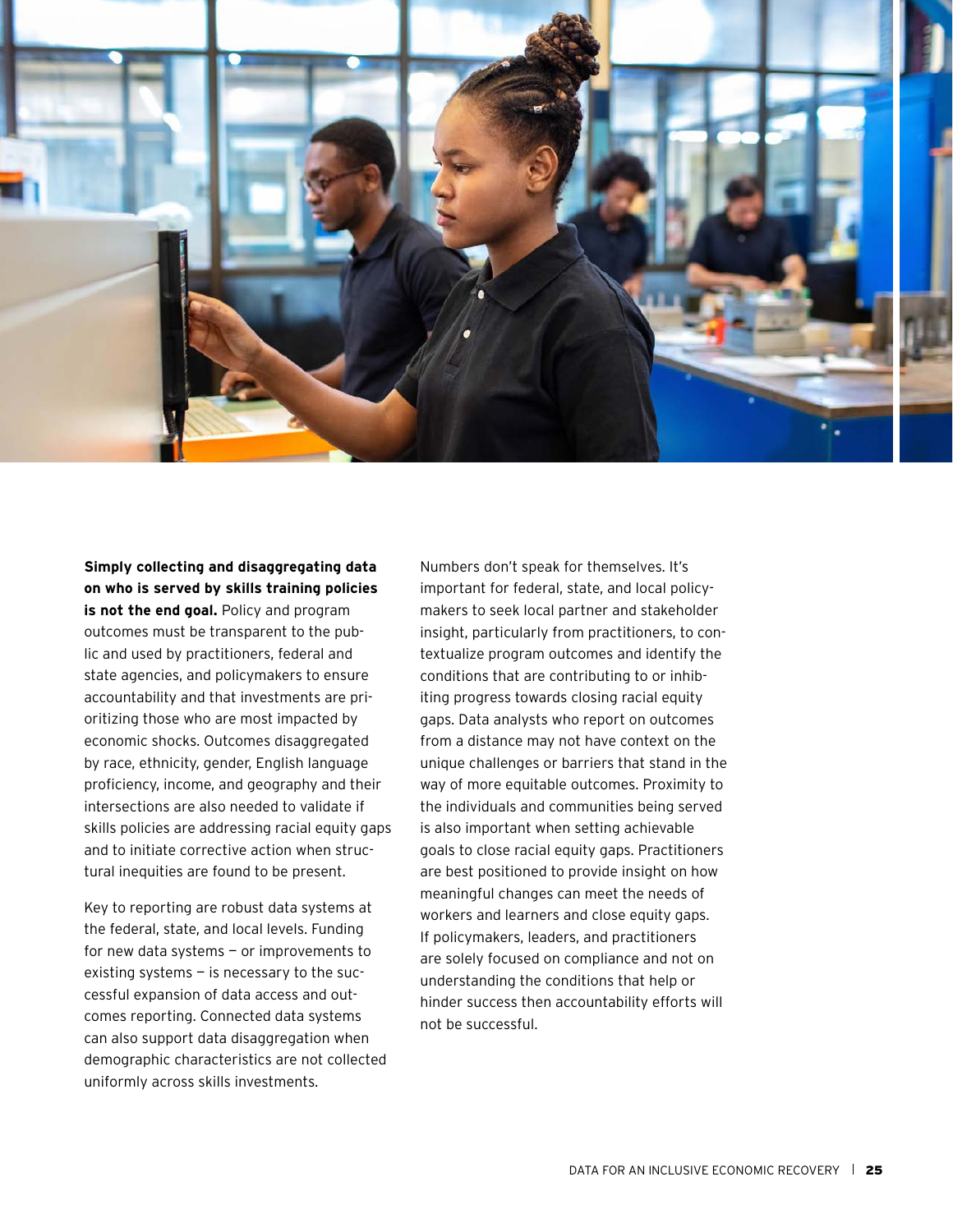**Simply collecting and disaggregating data on who is served by skills training policies is not the end goal.** Policy and program outcomes must be transparent to the public and used by practitioners, federal and state agencies, and policymakers to ensure accountability and that investments are prioritizing those who are most impacted by economic shocks. Outcomes disaggregated by race, ethnicity, gender, English language proficiency, income, and geography and their intersections are also needed to validate if skills policies are addressing racial equity gaps and to initiate corrective action when structural inequities are found to be present.

Key to reporting are robust data systems at the federal, state, and local levels. Funding for new data systems — or improvements to existing systems — is necessary to the successful expansion of data access and outcomes reporting. Connected data systems can also support data disaggregation when demographic characteristics are not collected uniformly across skills investments.

Numbers don't speak for themselves. It's important for federal, state, and local policymakers to seek local partner and stakeholder insight, particularly from practitioners, to contextualize program outcomes and identify the conditions that are contributing to or inhibiting progress towards closing racial equity gaps. Data analysts who report on outcomes from a distance may not have context on the unique challenges or barriers that stand in the way of more equitable outcomes. Proximity to the individuals and communities being served is also important when setting achievable goals to close racial equity gaps. Practitioners are best positioned to provide insight on how meaningful changes can meet the needs of workers and learners and close equity gaps. If policymakers, leaders, and practitioners are solely focused on compliance and not on understanding the conditions that help or hinder success then accountability efforts will not be successful.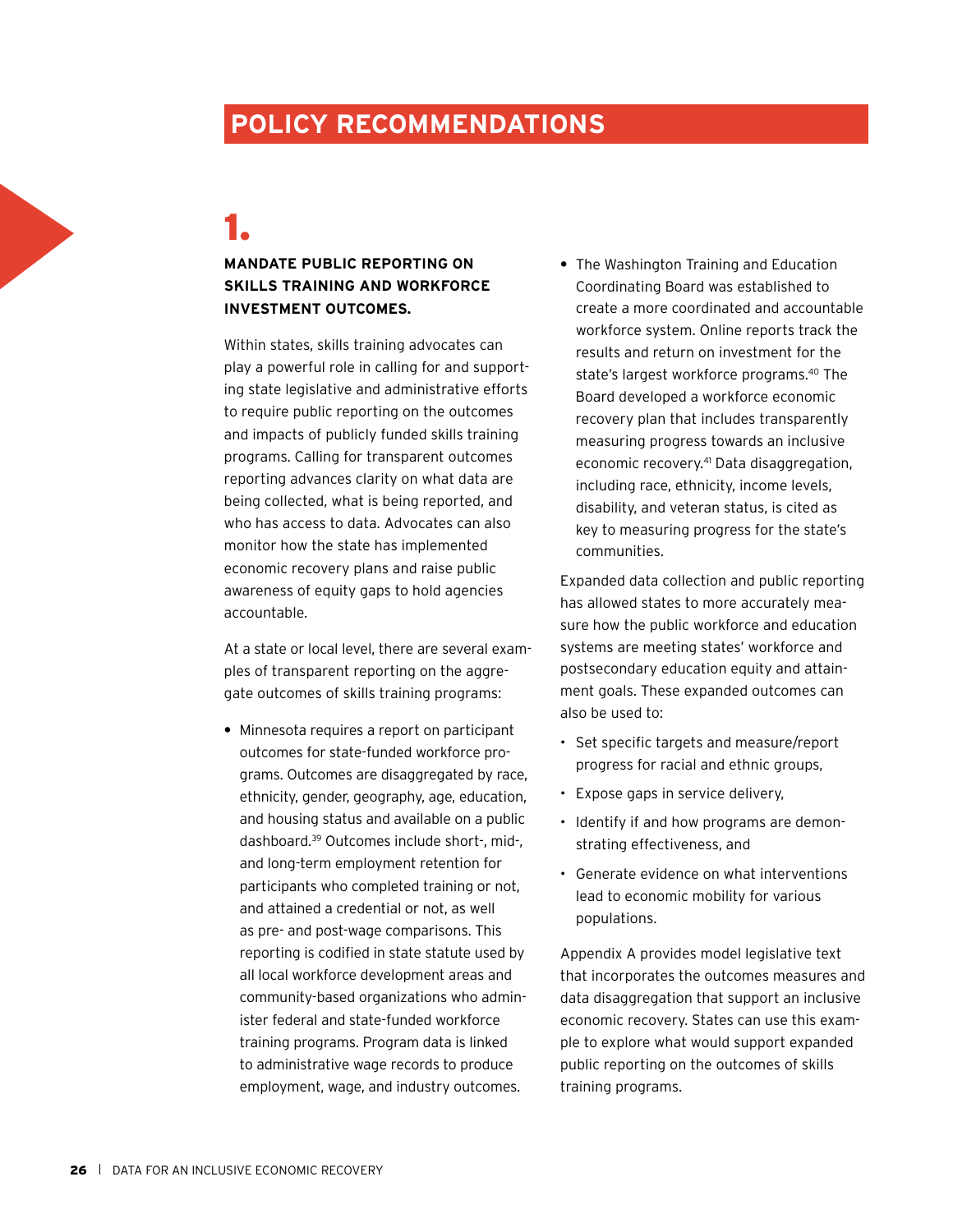# POLICY RECOMMENDATIONS

## 1.

### MANDATE PUBLIC REPORTING ON SKILLS TRAINING AND WORKFORCE INVESTMENT OUTCOMES.

Within states, skills training advocates can play a powerful role in calling for and supporting state legislative and administrative efforts to require public reporting on the outcomes and impacts of publicly funded skills training programs. Calling for transparent outcomes reporting advances clarity on what data are being collected, what is being reported, and who has access to data. Advocates can also monitor how the state has implemented economic recovery plans and raise public awareness of equity gaps to hold agencies accountable.

At a state or local level, there are several examples of transparent reporting on the aggregate outcomes of skills training programs:

- Minnesota requires a report on participant outcomes for state-funded workforce programs. Outcomes are disaggregated by race, ethnicity, gender, geography, age, education, and housing status and available on a public dashboard.[39] Outcomes include short-, mid-, and long-term employment retention for participants who completed training or not, and attained a credential or not, as well as pre- and post-wage comparisons. This reporting is codified in state statute used by all local workforce development areas and community-based organizations who administer federal and state-funded workforce training programs. Program data is linked to administrative wage records to produce employment, wage, and industry outcomes.
- The Washington Training and Education Coordinating Board was established to create a more coordinated and accountable workforce system. Online reports track the results and return on investment for the state's largest workforce programs.[40] The Board developed a workforce economic recovery plan that includes transparently measuring progress towards an inclusive economic recovery.[41] Data disaggregation, including race, ethnicity, income levels, disability, and veteran status, is cited as key to measuring progress for the state's communities.

Expanded data collection and public reporting has allowed states to more accurately measure how the public workforce and education systems are meeting states' workforce and postsecondary education equity and attainment goals. These expanded outcomes can also be used to:

- Set specific targets and measure/report progress for racial and ethnic groups,
- Expose gaps in service delivery,
- Identify if and how programs are demonstrating effectiveness, and
- Generate evidence on what interventions lead to economic mobility for various populations.

Appendix A provides model legislative text that incorporates the outcomes measures and data disaggregation that support an inclusive economic recovery. States can use this example to explore what would support expanded public reporting on the outcomes of skills training programs.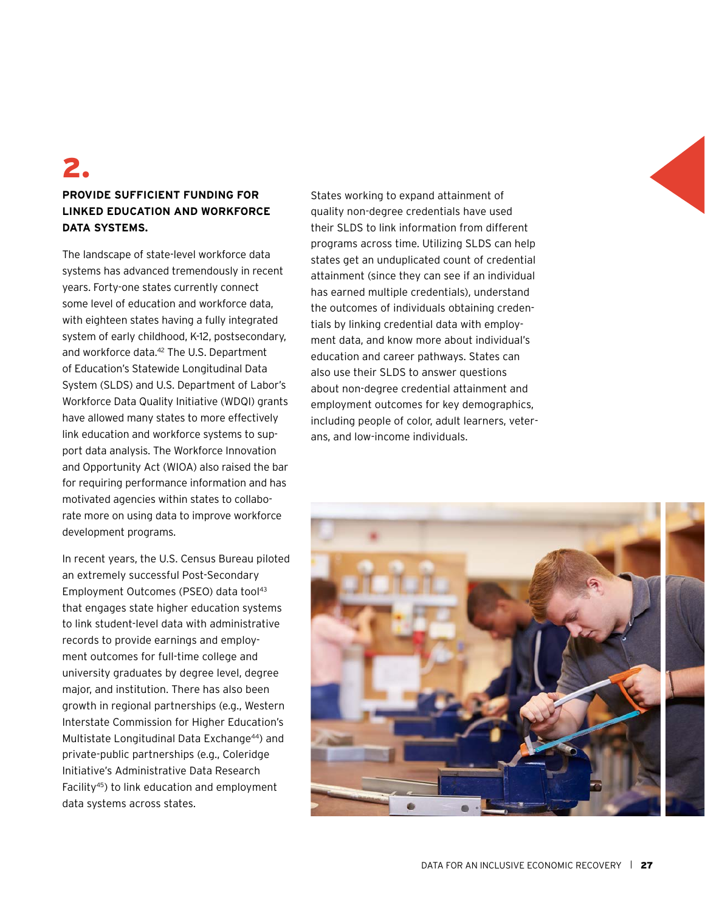# 2.

## PROVIDE SUFFICIENT FUNDING FOR LINKED EDUCATION AND WORKFORCE DATA SYSTEMS.

The landscape of state-level workforce data systems has advanced tremendously in recent years. Forty-one states currently connect some level of education and workforce data, with eighteen states having a fully integrated system of early childhood, K-12, postsecondary, and workforce data.[42] The U.S. Department of Education's Statewide Longitudinal Data System (SLDS) and U.S. Department of Labor's Workforce Data Quality Initiative (WDQI) grants have allowed many states to more effectively link education and workforce systems to support data analysis. The Workforce Innovation and Opportunity Act (WIOA) also raised the bar for requiring performance information and has motivated agencies within states to collaborate more on using data to improve workforce development programs.

In recent years, the U.S. Census Bureau piloted an extremely successful Post-Secondary Employment Outcomes (PSEO) data tool[43] that engages state higher education systems to link student-level data with administrative records to provide earnings and employment outcomes for full-time college and university graduates by degree level, degree major, and institution. There has also been growth in regional partnerships (e.g., Western Interstate Commission for Higher Education's Multistate Longitudinal Data Exchange[44]) and private-public partnerships (e.g., Coleridge Initiative's Administrative Data Research Facility[45]) to link education and employment data systems across states.

States working to expand attainment of quality non-degree credentials have used their SLDS to link information from different programs across time. Utilizing SLDS can help states get an unduplicated count of credential attainment (since they can see if an individual has earned multiple credentials), understand the outcomes of individuals obtaining credentials by linking credential data with employment data, and know more about individual's education and career pathways. States can also use their SLDS to answer questions about non-degree credential attainment and employment outcomes for key demographics, including people of color, adult learners, veterans, and low-income individuals.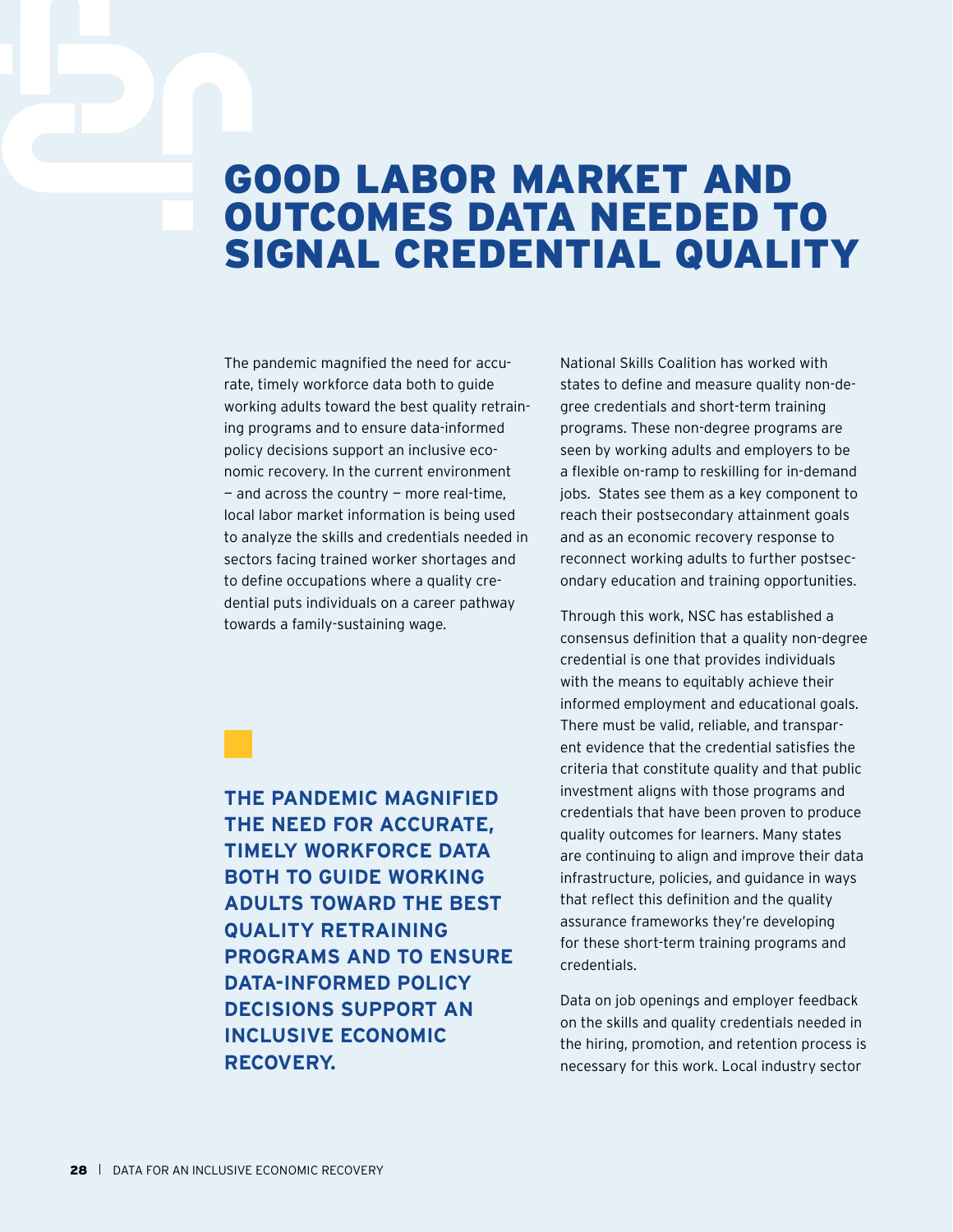# GOOD LABOR MARKET AND OUTCOMES DATA NEEDED TO SIGNAL CREDENTIAL QUALITY

The pandemic magnified the need for accurate, timely workforce data both to guide working adults toward the best quality retraining programs and to ensure data-informed policy decisions support an inclusive economic recovery. In the current environment — and across the country — more real-time, local labor market information is being used to analyze the skills and credentials needed in sectors facing trained worker shortages and to define occupations where a quality credential puts individuals on a career pathway towards a family-sustaining wage.

**THE PANDEMIC MAGNIFIED THE NEED FOR ACCURATE, TIMELY WORKFORCE DATA BOTH TO GUIDE WORKING ADULTS TOWARD THE BEST QUALITY RETRAINING PROGRAMS AND TO ENSURE DATA-INFORMED POLICY DECISIONS SUPPORT AN INCLUSIVE ECONOMIC RECOVERY.**

National Skills Coalition has worked with states to define and measure quality non-degree credentials and short-term training programs. These non-degree programs are seen by working adults and employers to be a flexible on-ramp to reskilling for in-demand jobs. States see them as a key component to reach their postsecondary attainment goals and as an economic recovery response to reconnect working adults to further postsecondary education and training opportunities.

Through this work, NSC has established a consensus definition that a quality non-degree credential is one that provides individuals with the means to equitably achieve their informed employment and educational goals. There must be valid, reliable, and transparent evidence that the credential satisfies the criteria that constitute quality and that public investment aligns with those programs and credentials that have been proven to produce quality outcomes for learners. Many states are continuing to align and improve their data infrastructure, policies, and guidance in ways that reflect this definition and the quality assurance frameworks they're developing for these short-term training programs and credentials.

Data on job openings and employer feedback on the skills and quality credentials needed in the hiring, promotion, and retention process is necessary for this work. Local industry sector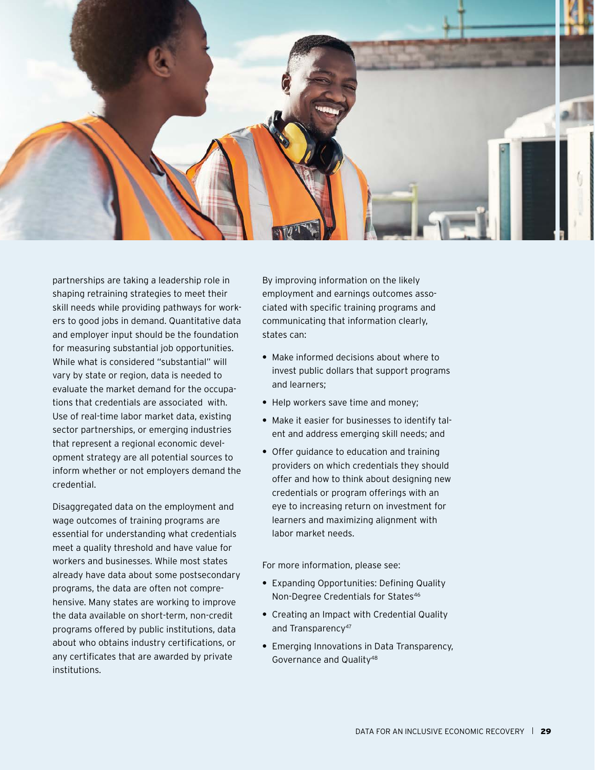partnerships are taking a leadership role in shaping retraining strategies to meet their skill needs while providing pathways for workers to good jobs in demand. Quantitative data and employer input should be the foundation for measuring substantial job opportunities. While what is considered "substantial" will vary by state or region, data is needed to evaluate the market demand for the occupations that credentials are associated with. Use of real-time labor market data, existing sector partnerships, or emerging industries that represent a regional economic development strategy are all potential sources to inform whether or not employers demand the credential.

Disaggregated data on the employment and wage outcomes of training programs are essential for understanding what credentials meet a quality threshold and have value for workers and businesses. While most states already have data about some postsecondary programs, the data are often not comprehensive. Many states are working to improve the data available on short-term, non-credit programs offered by public institutions, data about who obtains industry certifications, or any certificates that are awarded by private institutions.

By improving information on the likely employment and earnings outcomes associated with specific training programs and communicating that information clearly, states can:

- Make informed decisions about where to invest public dollars that support programs and learners;
- Help workers save time and money;
- Make it easier for businesses to identify talent and address emerging skill needs; and
- Offer guidance to education and training providers on which credentials they should offer and how to think about designing new credentials or program offerings with an eye to increasing return on investment for learners and maximizing alignment with labor market needs.

For more information, please see:

- Expanding Opportunities: Defining Quality Non-Degree Credentials for States[46]
- Creating an Impact with Credential Quality and Transparency[47]
- Emerging Innovations in Data Transparency, Governance and Quality[48]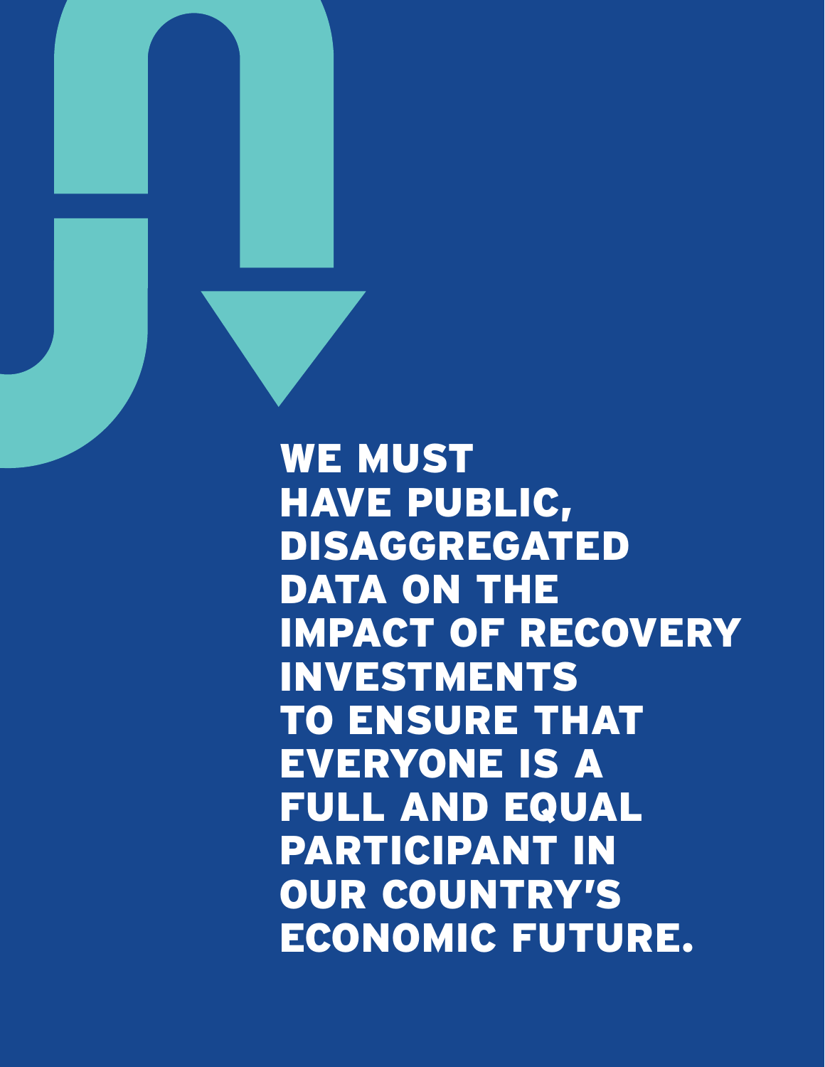**WE MUST HAVE PUBLIC, DISAGGREGATED DATA ON THE IMPACT OF RECOVERY INVESTMENTS TO ENSURE THAT EVERYONE IS A FULL AND EQUAL PARTICIPANT IN OUR COUNTRY'S ECONOMIC FUTURE.**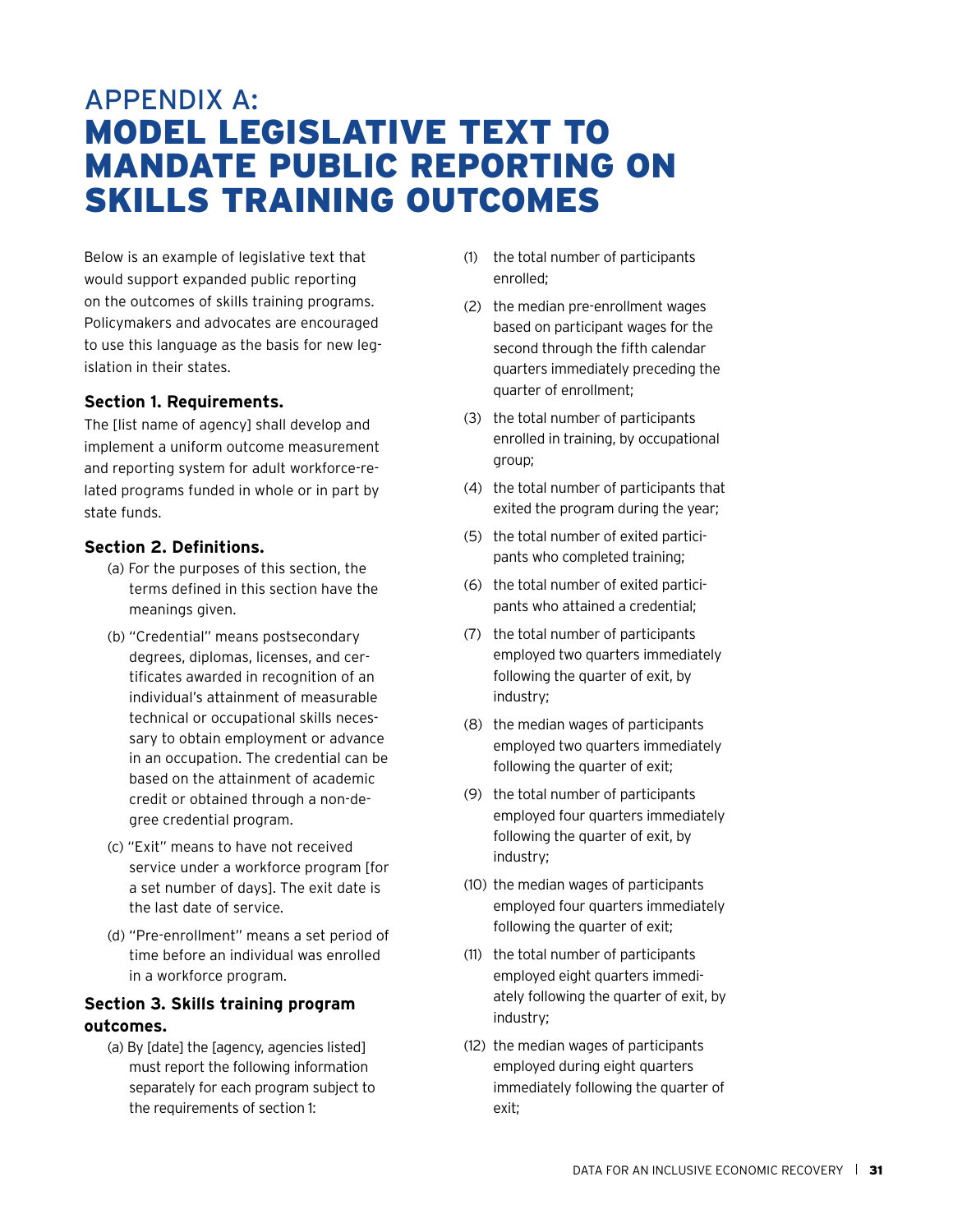# APPENDIX A: MODEL LEGISLATIVE TEXT TO MANDATE PUBLIC REPORTING ON SKILLS TRAINING OUTCOMES

Below is an example of legislative text that would support expanded public reporting on the outcomes of skills training programs. Policymakers and advocates are encouraged to use this language as the basis for new legislation in their states.

**Section 1. Requirements.**

The [list name of agency] shall develop and implement a uniform outcome measurement and reporting system for adult workforce-related programs funded in whole or in part by state funds.

**Section 2. Definitions.**

(a) For the purposes of this section, the terms defined in this section have the meanings given.

(b) "Credential" means postsecondary degrees, diplomas, licenses, and certificates awarded in recognition of an individual's attainment of measurable technical or occupational skills necessary to obtain employment or advance in an occupation. The credential can be based on the attainment of academic credit or obtained through a non-degree credential program.

(c) "Exit" means to have not received service under a workforce program [for a set number of days]. The exit date is the last date of service.

(d) "Pre-enrollment" means a set period of time before an individual was enrolled in a workforce program.

**Section 3. Skills training program outcomes.**

(a) By [date] the [agency, agencies listed] must report the following information separately for each program subject to the requirements of section 1:

(1) the total number of participants enrolled;

(2) the median pre-enrollment wages based on participant wages for the second through the fifth calendar quarters immediately preceding the quarter of enrollment;

(3) the total number of participants enrolled in training, by occupational group;

(4) the total number of participants that exited the program during the year;

(5) the total number of exited participants who completed training;

(6) the total number of exited participants who attained a credential;

(7) the total number of participants employed two quarters immediately following the quarter of exit, by industry;

(8) the median wages of participants employed two quarters immediately following the quarter of exit;

(9) the total number of participants employed four quarters immediately following the quarter of exit, by industry;

(10) the median wages of participants employed four quarters immediately following the quarter of exit;

(11) the total number of participants employed eight quarters immediately following the quarter of exit, by industry;

(12) the median wages of participants employed during eight quarters immediately following the quarter of exit;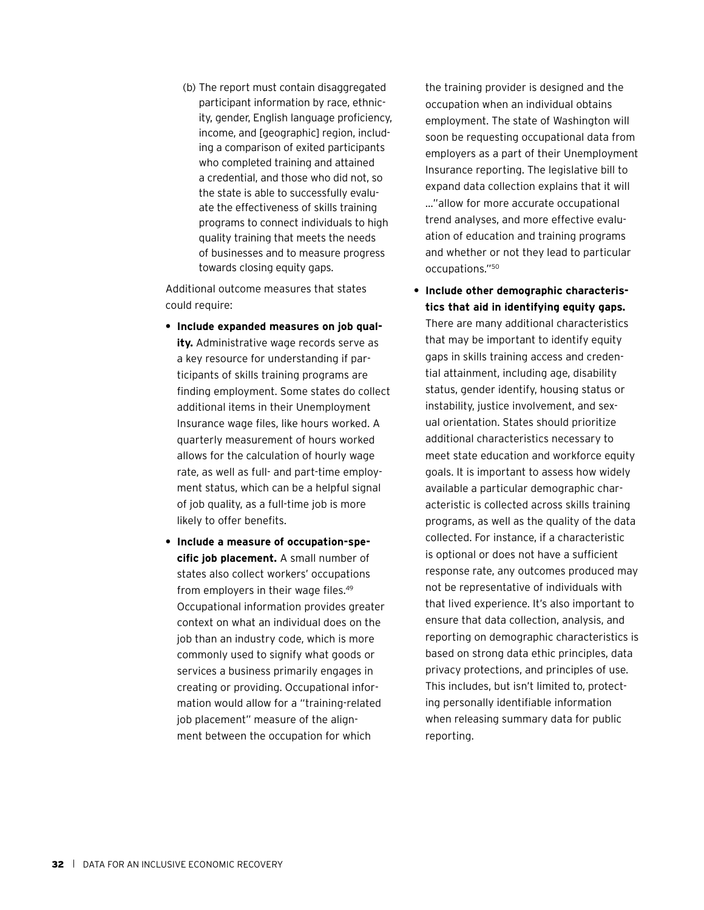(b) The report must contain disaggregated participant information by race, ethnicity, gender, English language proficiency, income, and [geographic] region, including a comparison of exited participants who completed training and attained a credential, and those who did not, so the state is able to successfully evaluate the effectiveness of skills training programs to connect individuals to high quality training that meets the needs of businesses and to measure progress towards closing equity gaps.

Additional outcome measures that states could require:

- **Include expanded measures on job quality.** Administrative wage records serve as a key resource for understanding if participants of skills training programs are finding employment. Some states do collect additional items in their Unemployment Insurance wage files, like hours worked. A quarterly measurement of hours worked allows for the calculation of hourly wage rate, as well as full- and part-time employment status, which can be a helpful signal of job quality, as a full-time job is more likely to offer benefits.
- **Include a measure of occupation-specific job placement.** A small number of states also collect workers' occupations from employers in their wage files.[49] Occupational information provides greater context on what an individual does on the job than an industry code, which is more commonly used to signify what goods or services a business primarily engages in creating or providing. Occupational information would allow for a "training-related job placement" measure of the alignment between the occupation for which the training provider is designed and the occupation when an individual obtains employment. The state of Washington will soon be requesting occupational data from employers as a part of their Unemployment Insurance reporting. The legislative bill to expand data collection explains that it will ..."allow for more accurate occupational trend analyses, and more effective evaluation of education and training programs and whether or not they lead to particular occupations."[50]
- **Include other demographic characteristics that aid in identifying equity gaps.** There are many additional characteristics that may be important to identify equity gaps in skills training access and credential attainment, including age, disability status, gender identify, housing status or instability, justice involvement, and sexual orientation. States should prioritize additional characteristics necessary to meet state education and workforce equity goals. It is important to assess how widely available a particular demographic characteristic is collected across skills training programs, as well as the quality of the data collected. For instance, if a characteristic is optional or does not have a sufficient response rate, any outcomes produced may not be representative of individuals with that lived experience. It's also important to ensure that data collection, analysis, and reporting on demographic characteristics is based on strong data ethic principles, data privacy protections, and principles of use. This includes, but isn't limited to, protecting personally identifiable information when releasing summary data for public reporting.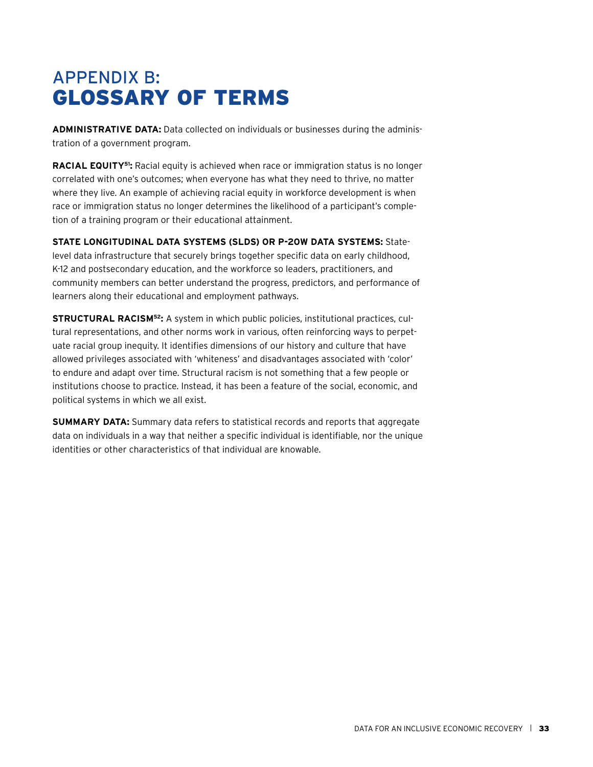# APPENDIX B: GLOSSARY OF TERMS

**ADMINISTRATIVE DATA:** Data collected on individuals or businesses during the administration of a government program.

**RACIAL EQUITY[51]:** Racial equity is achieved when race or immigration status is no longer correlated with one's outcomes; when everyone has what they need to thrive, no matter where they live. An example of achieving racial equity in workforce development is when race or immigration status no longer determines the likelihood of a participant's completion of a training program or their educational attainment.

**STATE LONGITUDINAL DATA SYSTEMS (SLDS) OR P-20W DATA SYSTEMS:** State-level data infrastructure that securely brings together specific data on early childhood, K-12 and postsecondary education, and the workforce so leaders, practitioners, and community members can better understand the progress, predictors, and performance of learners along their educational and employment pathways.

**STRUCTURAL RACISM[52]:** A system in which public policies, institutional practices, cultural representations, and other norms work in various, often reinforcing ways to perpetuate racial group inequity. It identifies dimensions of our history and culture that have allowed privileges associated with 'whiteness' and disadvantages associated with 'color' to endure and adapt over time. Structural racism is not something that a few people or institutions choose to practice. Instead, it has been a feature of the social, economic, and political systems in which we all exist.

**SUMMARY DATA:** Summary data refers to statistical records and reports that aggregate data on individuals in a way that neither a specific individual is identifiable, nor the unique identities or other characteristics of that individual are knowable.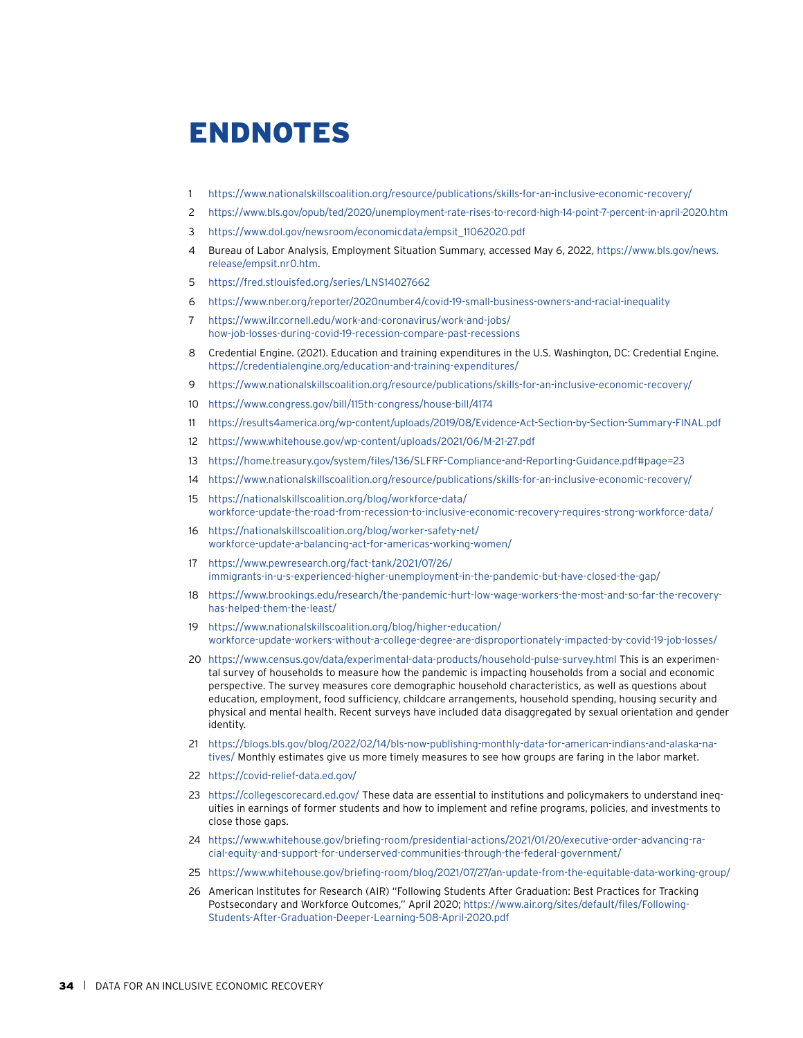# ENDNOTES

1. https://www.nationalskillscoalition.org/resource/publications/skills-for-an-inclusive-economic-recovery/
2. https://www.bls.gov/opub/ted/2020/unemployment-rate-rises-to-record-high-14-point-7-percent-in-april-2020.htm
3. https://www.dol.gov/newsroom/economicdata/empsit_11062020.pdf
4. Bureau of Labor Analysis, Employment Situation Summary, accessed May 6, 2022, https://www.bls.gov/news.release/empsit.nr0.htm.
5. https://fred.stlouisfed.org/series/LNS14027662
6. https://www.nber.org/reporter/2020number4/covid-19-small-business-owners-and-racial-inequality
7. https://www.ilr.cornell.edu/work-and-coronavirus/work-and-jobs/how-job-losses-during-covid-19-recession-compare-past-recessions
8. Credential Engine. (2021). Education and training expenditures in the U.S. Washington, DC: Credential Engine. https://credentialengine.org/education-and-training-expenditures/
9. https://www.nationalskillscoalition.org/resource/publications/skills-for-an-inclusive-economic-recovery/
10. https://www.congress.gov/bill/115th-congress/house-bill/4174
11. https://results4america.org/wp-content/uploads/2019/08/Evidence-Act-Section-by-Section-Summary-FINAL.pdf
12. https://www.whitehouse.gov/wp-content/uploads/2021/06/M-21-27.pdf
13. https://home.treasury.gov/system/files/136/SLFRF-Compliance-and-Reporting-Guidance.pdf#page=23
14. https://www.nationalskillscoalition.org/resource/publications/skills-for-an-inclusive-economic-recovery/
15. https://nationalskillscoalition.org/blog/workforce-data/workforce-update-the-road-from-recession-to-inclusive-economic-recovery-requires-strong-workforce-data/
16. https://nationalskillscoalition.org/blog/worker-safety-net/workforce-update-a-balancing-act-for-americas-working-women/
17. https://www.pewresearch.org/fact-tank/2021/07/26/immigrants-in-u-s-experienced-higher-unemployment-in-the-pandemic-but-have-closed-the-gap/
18. https://www.brookings.edu/research/the-pandemic-hurt-low-wage-workers-the-most-and-so-far-the-recovery-has-helped-them-the-least/
19. https://www.nationalskillscoalition.org/blog/higher-education/workforce-update-workers-without-a-college-degree-are-disproportionately-impacted-by-covid-19-job-losses/
20. https://www.census.gov/data/experimental-data-products/household-pulse-survey.html This is an experimental survey of households to measure how the pandemic is impacting households from a social and economic perspective. The survey measures core demographic household characteristics, as well as questions about education, employment, food sufficiency, childcare arrangements, household spending, housing security and physical and mental health. Recent surveys have included data disaggregated by sexual orientation and gender identity.
21. https://blogs.bls.gov/blog/2022/02/14/bls-now-publishing-monthly-data-for-american-indians-and-alaska-natives/ Monthly estimates give us more timely measures to see how groups are faring in the labor market.
22. https://covid-relief-data.ed.gov/
23. https://collegescorecard.ed.gov/ These data are essential to institutions and policymakers to understand inequities in earnings of former students and how to implement and refine programs, policies, and investments to close those gaps.
24. https://www.whitehouse.gov/briefing-room/presidential-actions/2021/01/20/executive-order-advancing-racial-equity-and-support-for-underserved-communities-through-the-federal-government/
25. https://www.whitehouse.gov/briefing-room/blog/2021/07/27/an-update-from-the-equitable-data-working-group/
26. American Institutes for Research (AIR) "Following Students After Graduation: Best Practices for Tracking Postsecondary and Workforce Outcomes," April 2020; https://www.air.org/sites/default/files/Following-Students-After-Graduation-Deeper-Learning-508-April-2020.pdf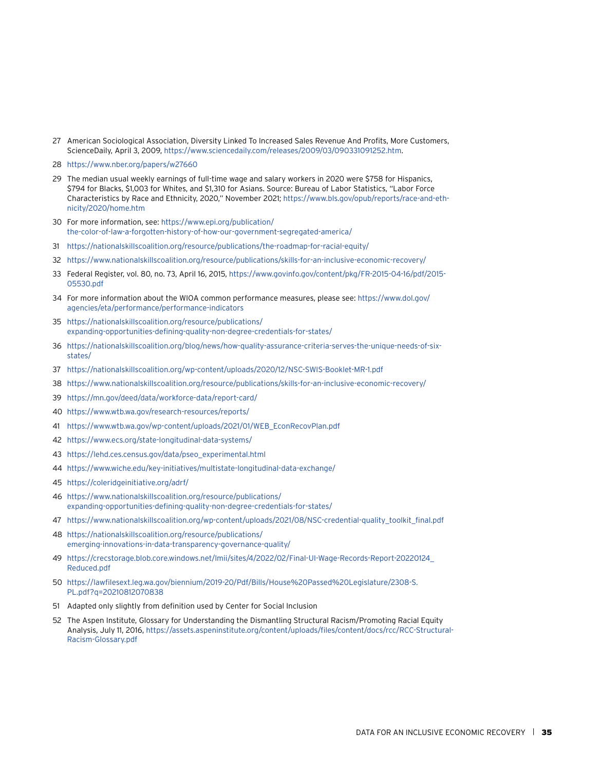27 American Sociological Association, Diversity Linked To Increased Sales Revenue And Profits, More Customers, ScienceDaily, April 3, 2009, https://www.sciencedaily.com/releases/2009/03/090331091252.htm.

28 https://www.nber.org/papers/w27660

29 The median usual weekly earnings of full-time wage and salary workers in 2020 were $758 for Hispanics, $794 for Blacks, $1,003 for Whites, and $1,310 for Asians. Source: Bureau of Labor Statistics, "Labor Force Characteristics by Race and Ethnicity, 2020," November 2021; https://www.bls.gov/opub/reports/race-and-ethnicity/2020/home.htm

30 For more information, see: https://www.epi.org/publication/the-color-of-law-a-forgotten-history-of-how-our-government-segregated-america/

31 https://nationalskillscoalition.org/resource/publications/the-roadmap-for-racial-equity/

32 https://www.nationalskillscoalition.org/resource/publications/skills-for-an-inclusive-economic-recovery/

33 Federal Register, vol. 80, no. 73, April 16, 2015, https://www.govinfo.gov/content/pkg/FR-2015-04-16/pdf/2015-05530.pdf

34 For more information about the WIOA common performance measures, please see: https://www.dol.gov/agencies/eta/performance/performance-indicators

35 https://nationalskillscoalition.org/resource/publications/expanding-opportunities-defining-quality-non-degree-credentials-for-states/

36 https://nationalskillscoalition.org/blog/news/how-quality-assurance-criteria-serves-the-unique-needs-of-six-states/

37 https://nationalskillscoalition.org/wp-content/uploads/2020/12/NSC-SWIS-Booklet-MR-1.pdf

38 https://www.nationalskillscoalition.org/resource/publications/skills-for-an-inclusive-economic-recovery/

39 https://mn.gov/deed/data/workforce-data/report-card/

40 https://www.wtb.wa.gov/research-resources/reports/

41 https://www.wtb.wa.gov/wp-content/uploads/2021/01/WEB_EconRecovPlan.pdf

42 https://www.ecs.org/state-longitudinal-data-systems/

43 https://lehd.ces.census.gov/data/pseo_experimental.html

44 https://www.wiche.edu/key-initiatives/multistate-longitudinal-data-exchange/

45 https://coleridgeinitiative.org/adrf/

46 https://www.nationalskillscoalition.org/resource/publications/expanding-opportunities-defining-quality-non-degree-credentials-for-states/

47 https://www.nationalskillscoalition.org/wp-content/uploads/2021/08/NSC-credential-quality_toolkit_final.pdf

48 https://nationalskillscoalition.org/resource/publications/emerging-innovations-in-data-transparency-governance-quality/

49 https://crecstorage.blob.core.windows.net/lmii/sites/4/2022/02/Final-UI-Wage-Records-Report-20220124_Reduced.pdf

50 https://lawfilesext.leg.wa.gov/biennium/2019-20/Pdf/Bills/House%20Passed%20Legislature/2308-S.PL.pdf?q=20210812070838

51 Adapted only slightly from definition used by Center for Social Inclusion

52 The Aspen Institute, Glossary for Understanding the Dismantling Structural Racism/Promoting Racial Equity Analysis, July 11, 2016, https://assets.aspeninstitute.org/content/uploads/files/content/docs/rcc/RCC-Structural-Racism-Glossary.pdf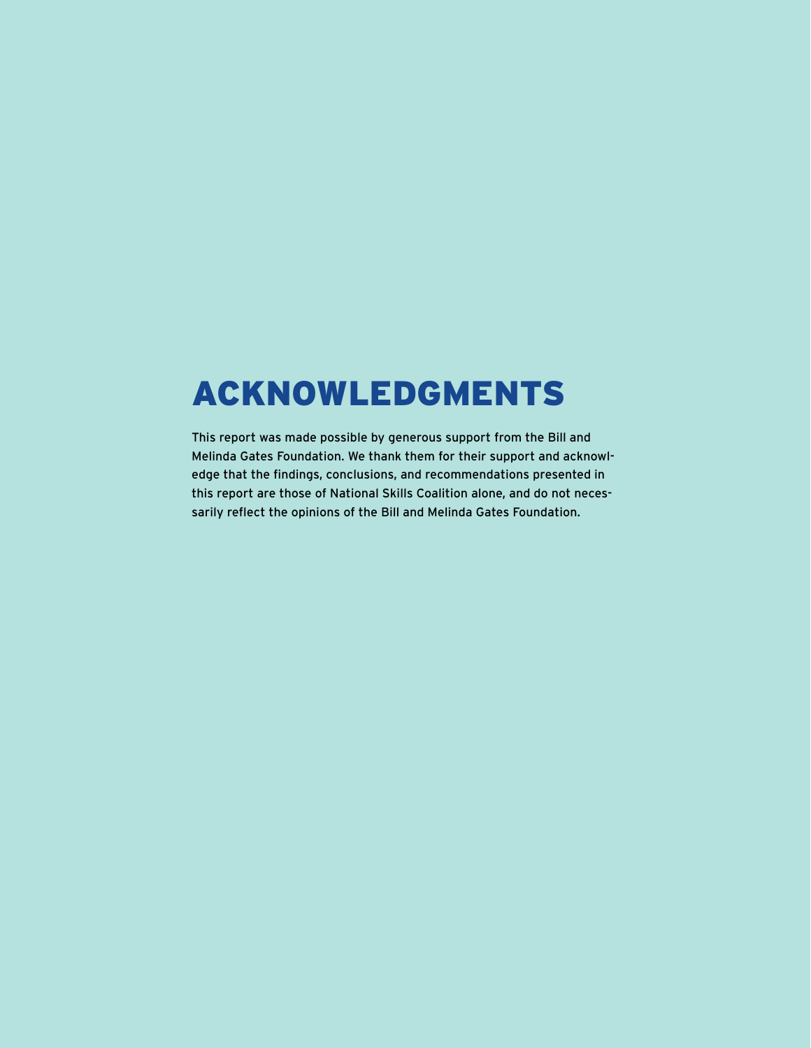# ACKNOWLEDGMENTS

This report was made possible by generous support from the Bill and Melinda Gates Foundation. We thank them for their support and acknowledge that the findings, conclusions, and recommendations presented in this report are those of National Skills Coalition alone, and do not necessarily reflect the opinions of the Bill and Melinda Gates Foundation.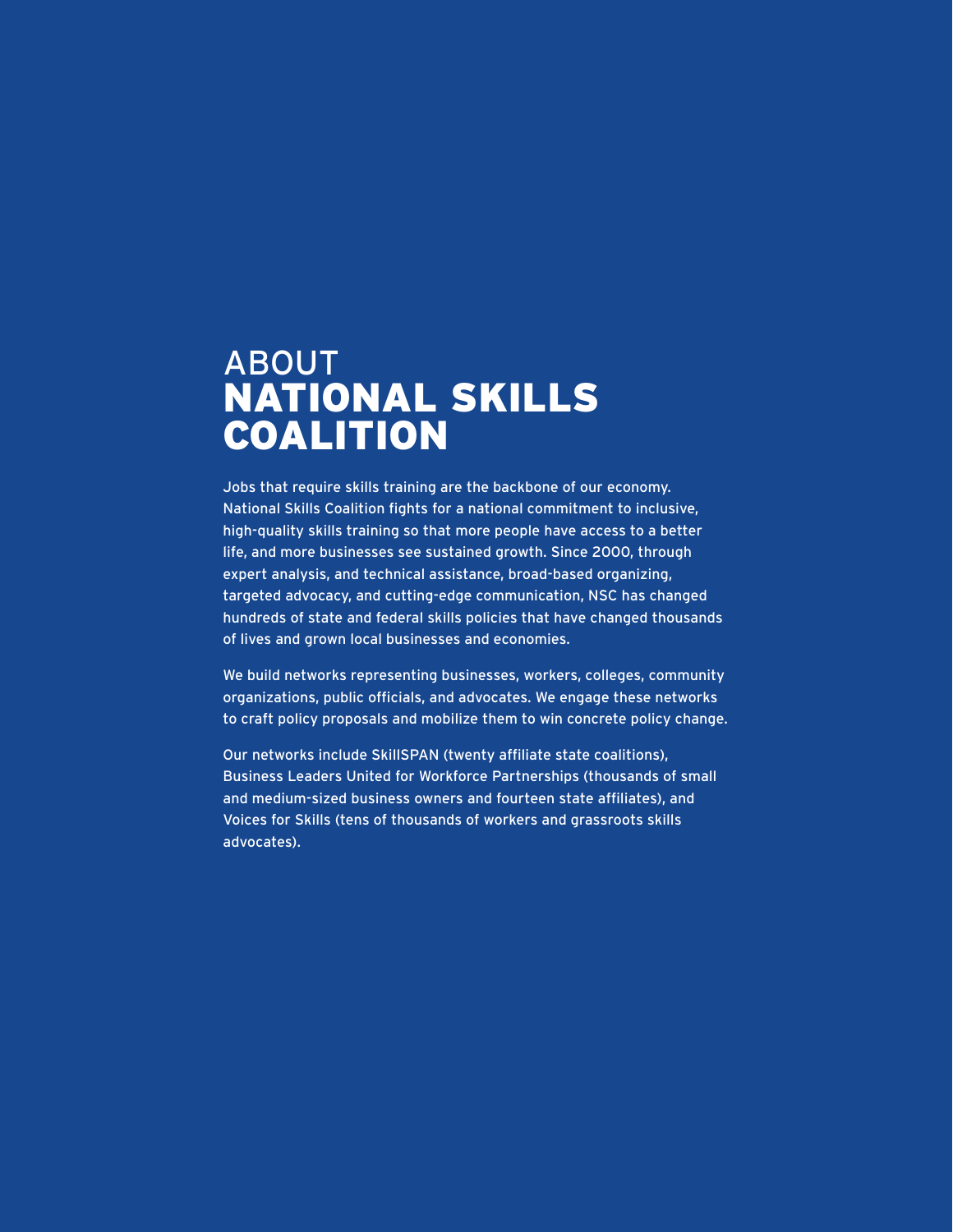# ABOUT NATIONAL SKILLS COALITION

Jobs that require skills training are the backbone of our economy. National Skills Coalition fights for a national commitment to inclusive, high-quality skills training so that more people have access to a better life, and more businesses see sustained growth. Since 2000, through expert analysis, and technical assistance, broad-based organizing, targeted advocacy, and cutting-edge communication, NSC has changed hundreds of state and federal skills policies that have changed thousands of lives and grown local businesses and economies.

We build networks representing businesses, workers, colleges, community organizations, public officials, and advocates. We engage these networks to craft policy proposals and mobilize them to win concrete policy change.

Our networks include SkillSPAN (twenty affiliate state coalitions), Business Leaders United for Workforce Partnerships (thousands of small and medium-sized business owners and fourteen state affiliates), and Voices for Skills (tens of thousands of workers and grassroots skills advocates).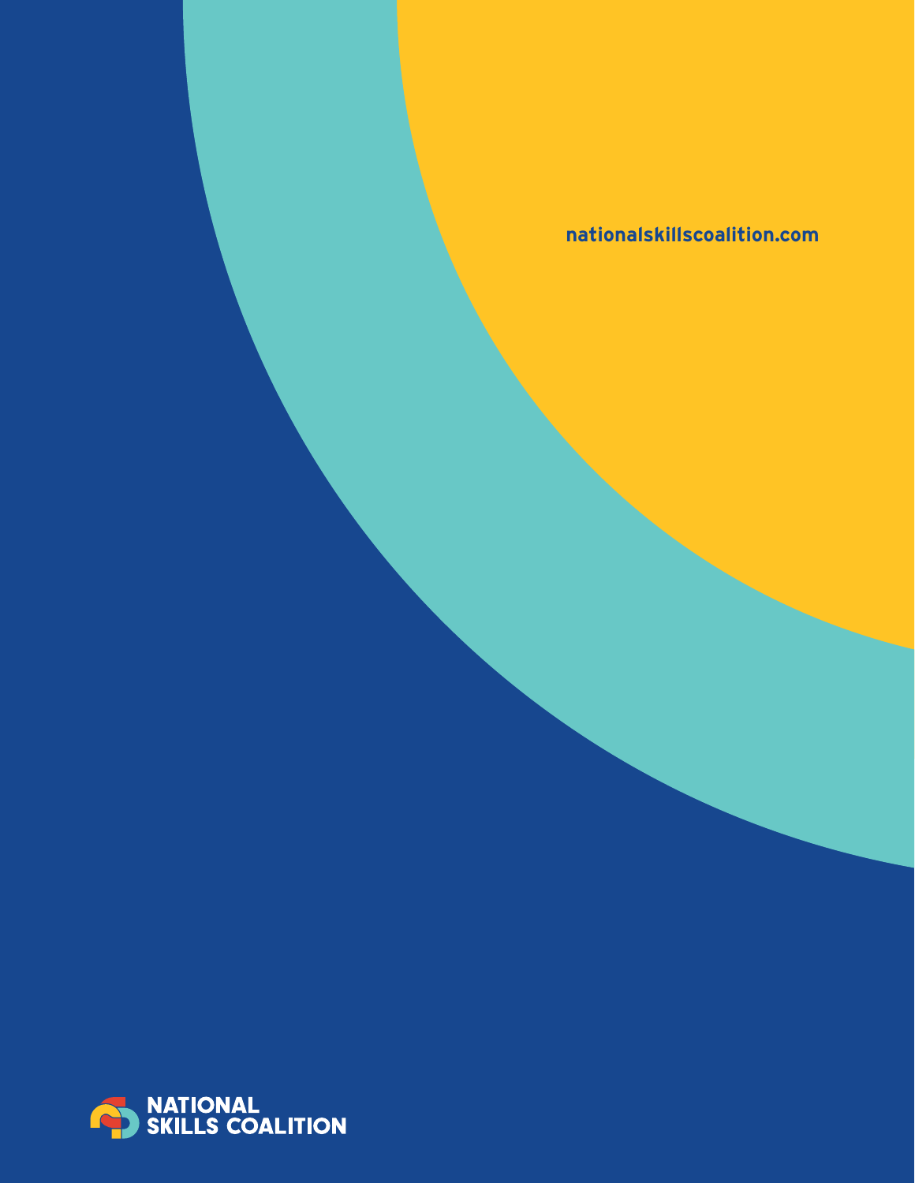nationalskillscoalition.com

NATIONAL
SKILLS COALITION